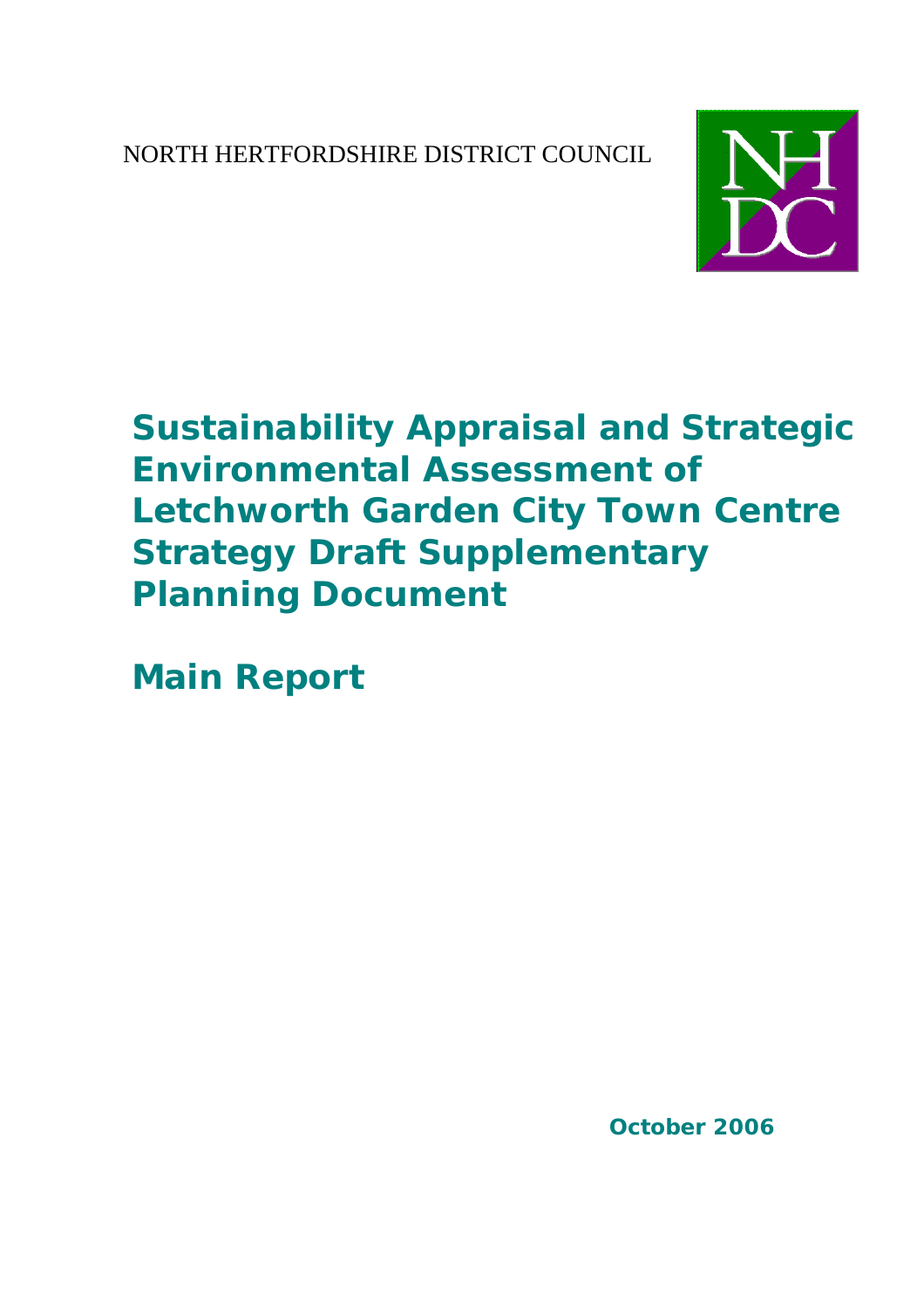NORTH HERTFORDSHIRE DISTRICT COUNCIL

# Sustainability Appraisal and Strategic Environmental Assessment of Letchworth Garden City Town Centre Strategy Draft Supplementary Planning Document

## Main Report

**October 2006**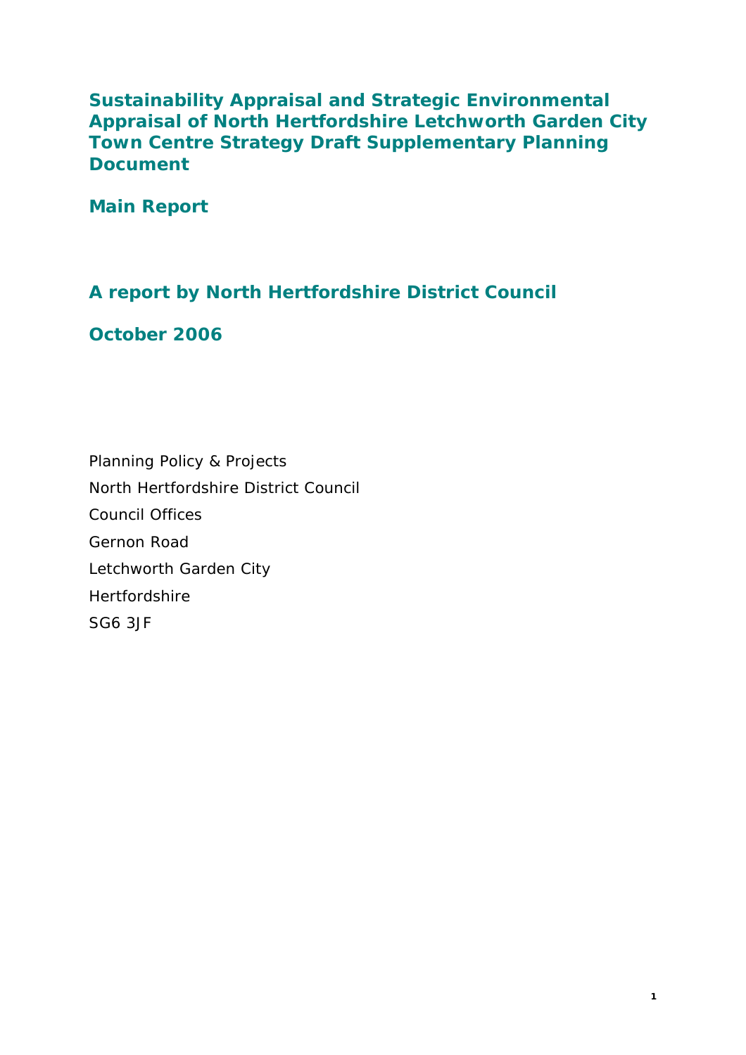# Sustainability Appraisal and Strategic Environmental Appraisal of North Hertfordshire Letchworth Garden City Town Centre Strategy Draft Supplementary Planning Document

## Main Report

## A report by North Hertfordshire District Council

## October 2006

Planning Policy & Projects
North Hertfordshire District Council
Council Offices
Gernon Road
Letchworth Garden City
Hertfordshire
SG6 3JF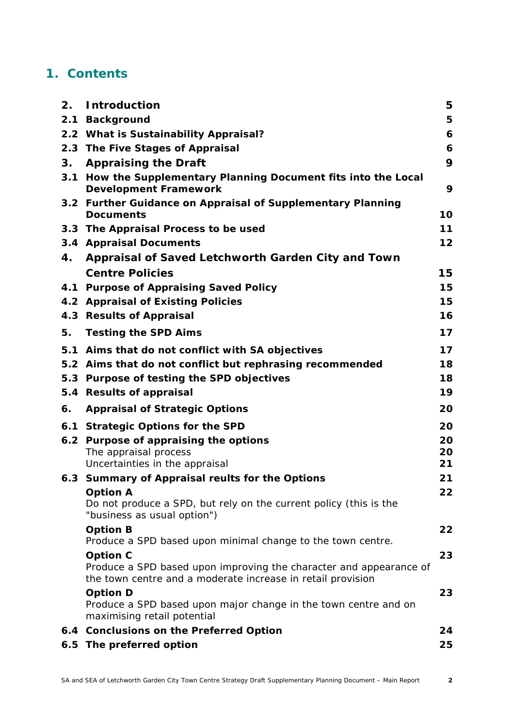# 1. Contents

| | | |
|---|---|---|
| **2.** | **Introduction** | **5** |
| **2.1** | **Background** | **5** |
| **2.2** | **What is Sustainability Appraisal?** | **6** |
| **2.3** | **The Five Stages of Appraisal** | **6** |
| **3.** | **Appraising the Draft** | **9** |
| **3.1** | **How the Supplementary Planning Document fits into the Local Development Framework** | **9** |
| **3.2** | **Further Guidance on Appraisal of Supplementary Planning Documents** | **10** |
| **3.3** | **The Appraisal Process to be used** | **11** |
| **3.4** | **Appraisal Documents** | **12** |
| **4.** | **Appraisal of Saved Letchworth Garden City and Town Centre Policies** | **15** |
| **4.1** | **Purpose of Appraising Saved Policy** | **15** |
| **4.2** | **Appraisal of Existing Policies** | **15** |
| **4.3** | **Results of Appraisal** | **16** |
| **5.** | **Testing the SPD Aims** | **17** |
| **5.1** | **Aims that do not conflict with SA objectives** | **17** |
| **5.2** | **Aims that do not conflict but rephrasing recommended** | **18** |
| **5.3** | **Purpose of testing the SPD objectives** | **18** |
| **5.4** | **Results of appraisal** | **19** |
| **6.** | **Appraisal of Strategic Options** | **20** |
| **6.1** | **Strategic Options for the SPD** | **20** |
| **6.2** | **Purpose of appraising the options** | **20** |
| | The appraisal process | 20 |
| | Uncertainties in the appraisal | 21 |
| **6.3** | **Summary of Appraisal reults for the Options** | **21** |
| | **Option A** Do not produce a SPD, but rely on the current policy (this is the "business as usual option") | **22** |
| | **Option B** Produce a SPD based upon minimal change to the town centre. | **22** |
| | **Option C** Produce a SPD based upon improving the character and appearance of the town centre and a moderate increase in retail provision | **23** |
| | **Option D** Produce a SPD based upon major change in the town centre and on maximising retail potential | **23** |
| **6.4** | **Conclusions on the Preferred Option** | **24** |
| **6.5** | **The preferred option** | **25** |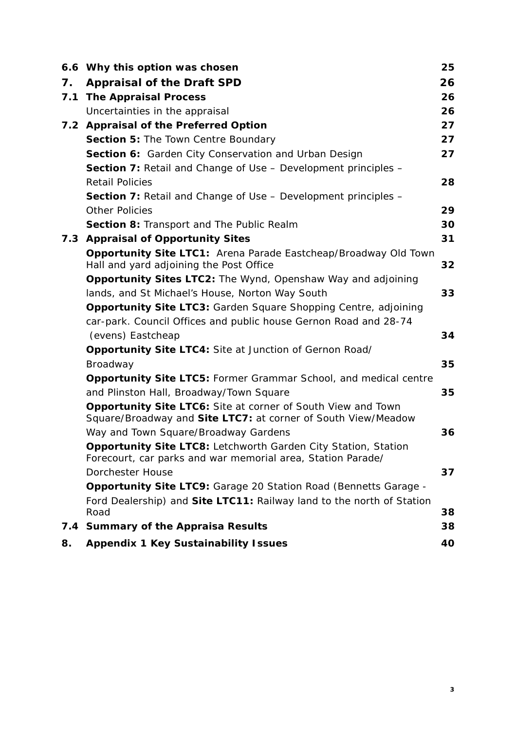| | | |
|---|---|---|
| **6.6** | **Why this option was chosen** | **25** |
| **7.** | **Appraisal of the Draft SPD** | **26** |
| **7.1** | **The Appraisal Process** | **26** |
| | Uncertainties in the appraisal | **26** |
| **7.2** | **Appraisal of the Preferred Option** | **27** |
| | **Section 5:** The Town Centre Boundary | **27** |
| | **Section 6:** Garden City Conservation and Urban Design | **27** |
| | **Section 7:** Retail and Change of Use – Development principles – Retail Policies | **28** |
| | **Section 7:** Retail and Change of Use – Development principles – Other Policies | **29** |
| | **Section 8:** Transport and The Public Realm | **30** |
| **7.3** | **Appraisal of Opportunity Sites** | **31** |
| | **Opportunity Site LTC1:** Arena Parade Eastcheap/Broadway Old Town Hall and yard adjoining the Post Office | **32** |
| | **Opportunity Sites LTC2:** The Wynd, Openshaw Way and adjoining lands, and St Michael's House, Norton Way South | **33** |
| | **Opportunity Site LTC3:** Garden Square Shopping Centre, adjoining car-park. Council Offices and public house Gernon Road and 28-74 (evens) Eastcheap | **34** |
| | **Opportunity Site LTC4:** Site at Junction of Gernon Road/ Broadway | **35** |
| | **Opportunity Site LTC5:** Former Grammar School, and medical centre and Plinston Hall, Broadway/Town Square | **35** |
| | **Opportunity Site LTC6:** Site at corner of South View and Town Square/Broadway and **Site LTC7:** at corner of South View/Meadow Way and Town Square/Broadway Gardens | **36** |
| | **Opportunity Site LTC8:** Letchworth Garden City Station, Station Forecourt, car parks and war memorial area, Station Parade/ Dorchester House | **37** |
| | **Opportunity Site LTC9:** Garage 20 Station Road (Bennetts Garage - Ford Dealership) and **Site LTC11:** Railway land to the north of Station Road | **38** |
| **7.4** | **Summary of the Appraisa Results** | **38** |
| **8.** | **Appendix 1 Key Sustainability Issues** | **40** |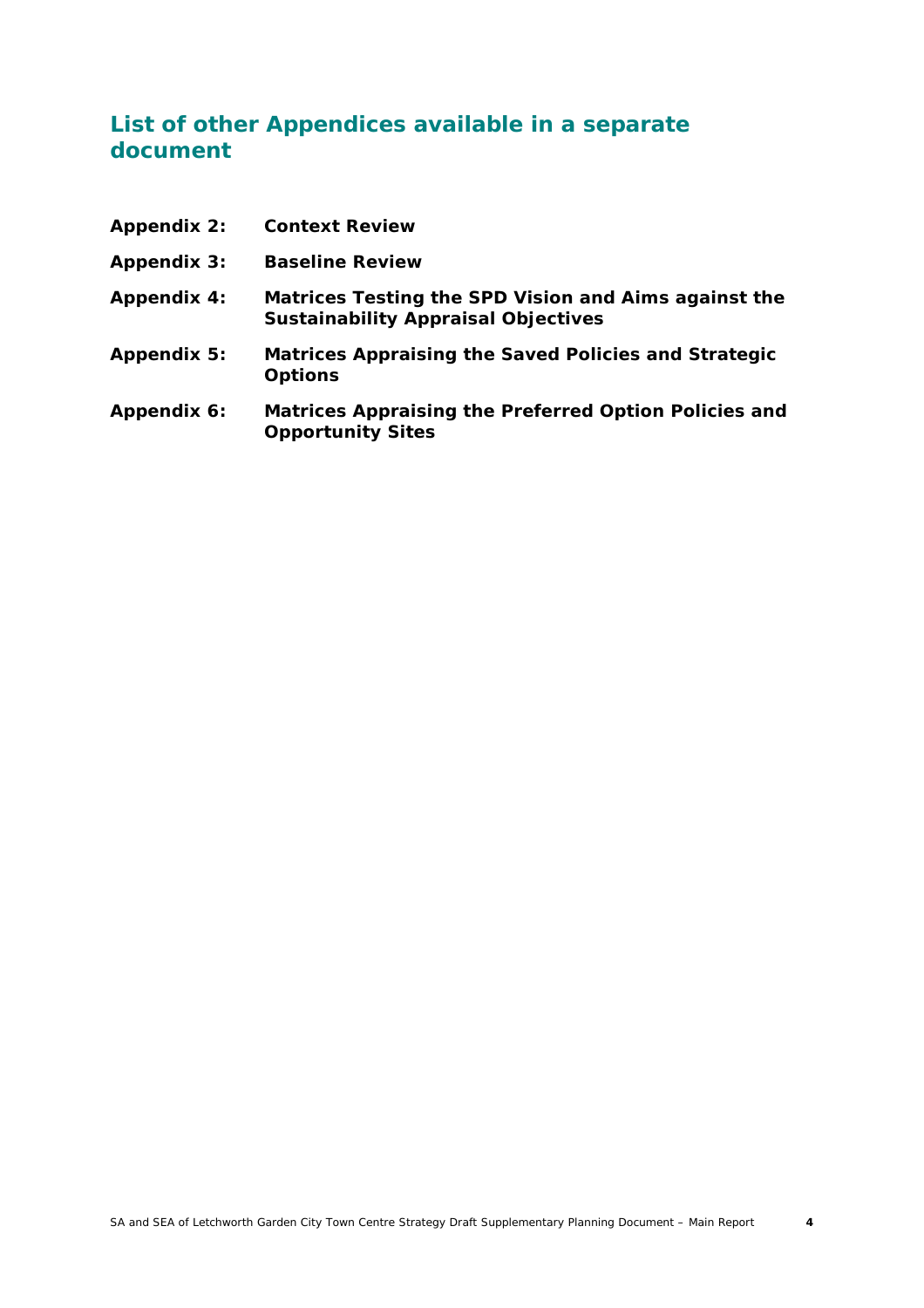## List of other Appendices available in a separate document

**Appendix 2:** **Context Review**

**Appendix 3:** **Baseline Review**

**Appendix 4:** **Matrices Testing the SPD Vision and Aims against the Sustainability Appraisal Objectives**

**Appendix 5:** **Matrices Appraising the Saved Policies and Strategic Options**

**Appendix 6:** **Matrices Appraising the Preferred Option Policies and Opportunity Sites**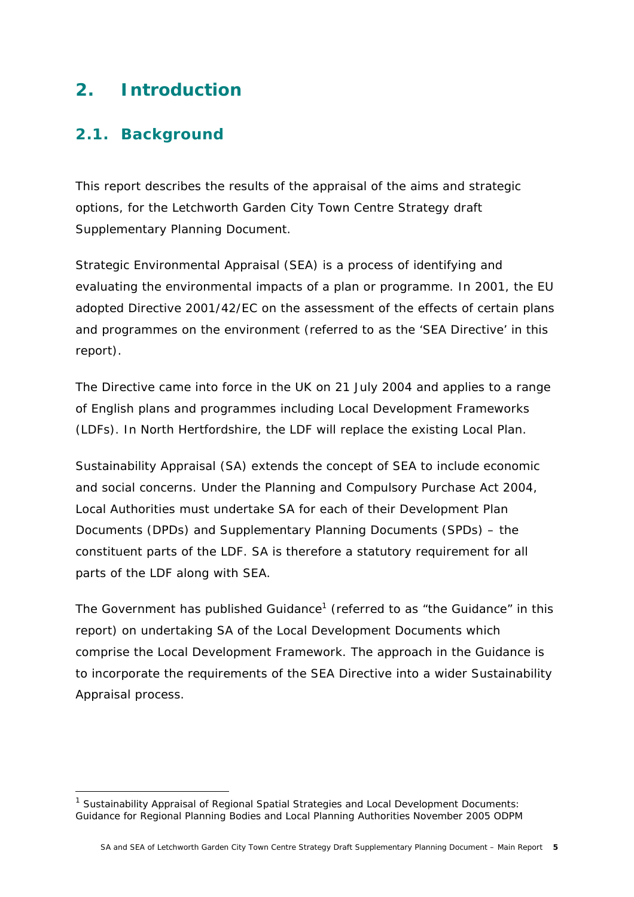# 2. Introduction

## 2.1. Background

This report describes the results of the appraisal of the aims and strategic options, for the Letchworth Garden City Town Centre Strategy draft Supplementary Planning Document.

Strategic Environmental Appraisal (SEA) is a process of identifying and evaluating the environmental impacts of a plan or programme. In 2001, the EU adopted Directive 2001/42/EC on the assessment of the effects of certain plans and programmes on the environment (referred to as the 'SEA Directive' in this report).

The Directive came into force in the UK on 21 July 2004 and applies to a range of English plans and programmes including Local Development Frameworks (LDFs). In North Hertfordshire, the LDF will replace the existing Local Plan.

Sustainability Appraisal (SA) extends the concept of SEA to include economic and social concerns. Under the Planning and Compulsory Purchase Act 2004, Local Authorities must undertake SA for each of their Development Plan Documents (DPDs) and Supplementary Planning Documents (SPDs) – the constituent parts of the LDF. SA is therefore a statutory requirement for all parts of the LDF along with SEA.

The Government has published Guidance[1] (referred to as "the Guidance" in this report) on undertaking SA of the Local Development Documents which comprise the Local Development Framework. The approach in the Guidance is to incorporate the requirements of the SEA Directive into a wider Sustainability Appraisal process.

[1] Sustainability Appraisal of Regional Spatial Strategies and Local Development Documents: Guidance for Regional Planning Bodies and Local Planning Authorities November 2005 ODPM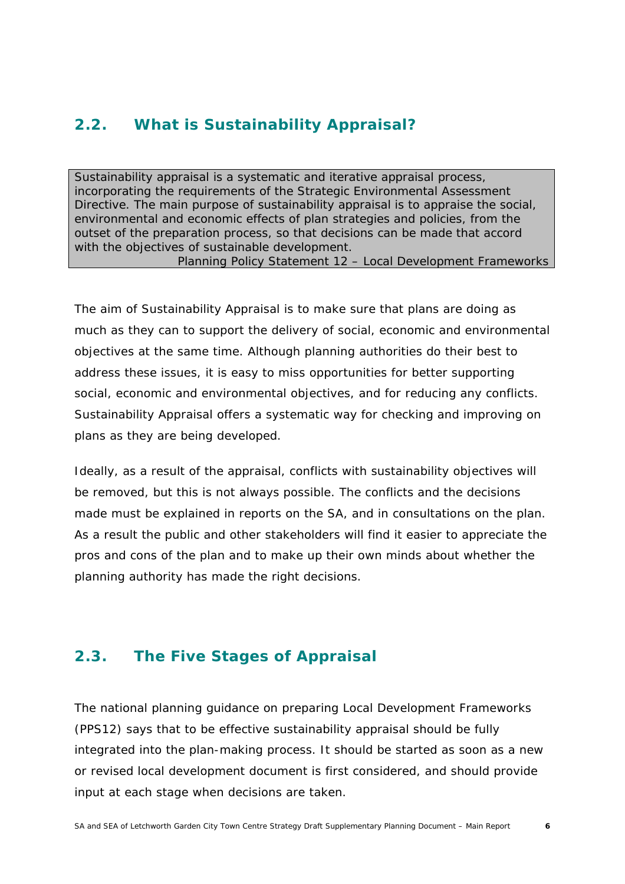## 2.2. What is Sustainability Appraisal?

> Sustainability appraisal is a systematic and iterative appraisal process, incorporating the requirements of the Strategic Environmental Assessment Directive. The main purpose of sustainability appraisal is to appraise the social, environmental and economic effects of plan strategies and policies, from the outset of the preparation process, so that decisions can be made that accord with the objectives of sustainable development.
>
> Planning Policy Statement 12 – Local Development Frameworks

The aim of Sustainability Appraisal is to make sure that plans are doing as much as they can to support the delivery of social, economic and environmental objectives at the same time. Although planning authorities do their best to address these issues, it is easy to miss opportunities for better supporting social, economic and environmental objectives, and for reducing any conflicts. Sustainability Appraisal offers a systematic way for checking and improving on plans as they are being developed.

Ideally, as a result of the appraisal, conflicts with sustainability objectives will be removed, but this is not always possible. The conflicts and the decisions made must be explained in reports on the SA, and in consultations on the plan. As a result the public and other stakeholders will find it easier to appreciate the pros and cons of the plan and to make up their own minds about whether the planning authority has made the right decisions.

## 2.3. The Five Stages of Appraisal

The national planning guidance on preparing Local Development Frameworks (PPS12) says that to be effective sustainability appraisal should be fully integrated into the plan-making process. It should be started as soon as a new or revised local development document is first considered, and should provide input at each stage when decisions are taken.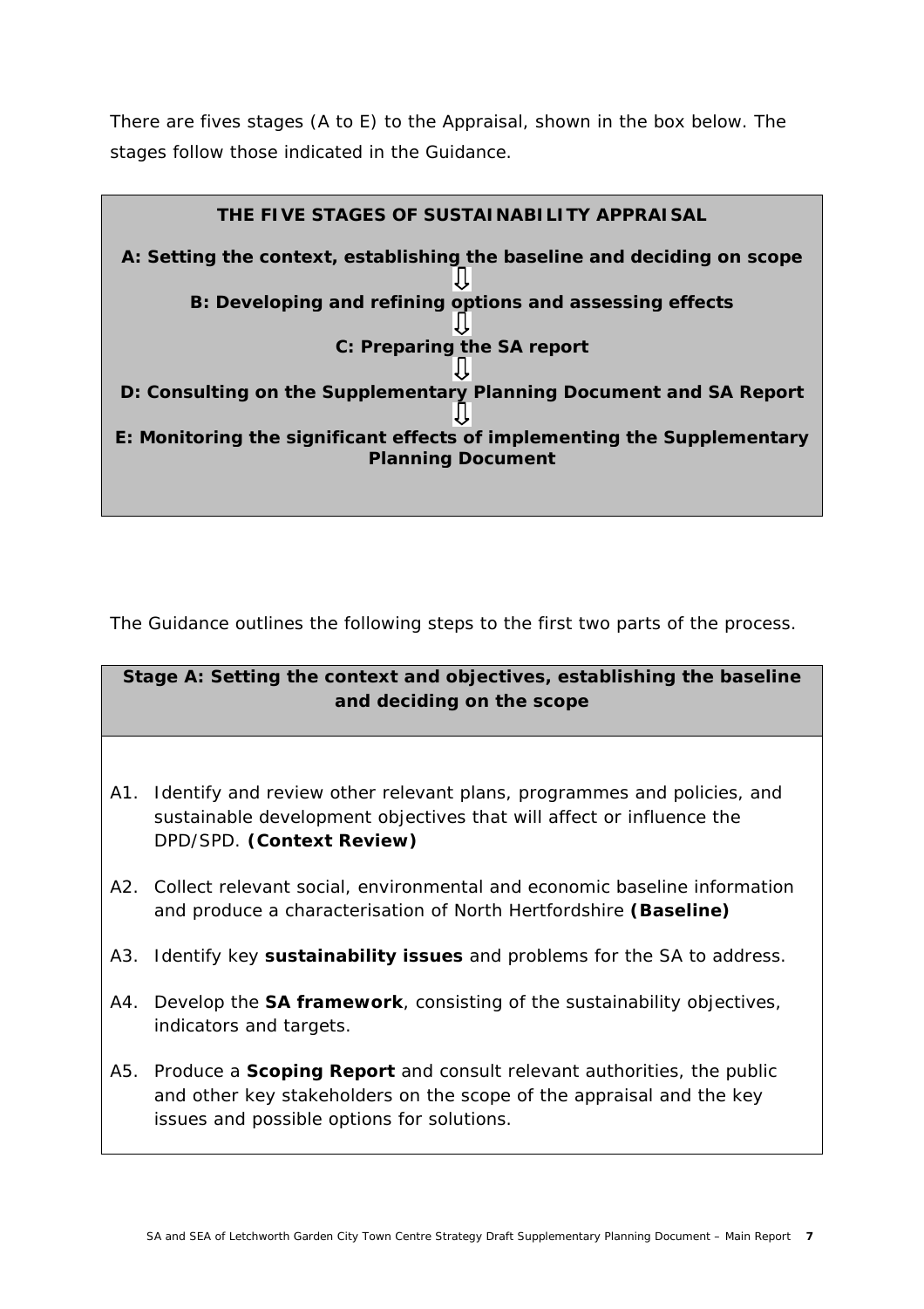There are fives stages (A to E) to the Appraisal, shown in the box below. The stages follow those indicated in the Guidance.

**THE FIVE STAGES OF SUSTAINABILITY APPRAISAL**

**A: Setting the context, establishing the baseline and deciding on scope**

⇩

**B: Developing and refining options and assessing effects**

⇩

**C: Preparing the SA report**

⇩

**D: Consulting on the Supplementary Planning Document and SA Report**

⇩

**E: Monitoring the significant effects of implementing the Supplementary Planning Document**

The Guidance outlines the following steps to the first two parts of the process.

**Stage A: Setting the context and objectives, establishing the baseline and deciding on the scope**

A1. Identify and review other relevant plans, programmes and policies, and sustainable development objectives that will affect or influence the DPD/SPD. **(Context Review)**

A2. Collect relevant social, environmental and economic baseline information and produce a characterisation of North Hertfordshire **(Baseline)**

A3. Identify key **sustainability issues** and problems for the SA to address.

A4. Develop the **SA framework**, consisting of the sustainability objectives, indicators and targets.

A5. Produce a **Scoping Report** and consult relevant authorities, the public and other key stakeholders on the scope of the appraisal and the key issues and possible options for solutions.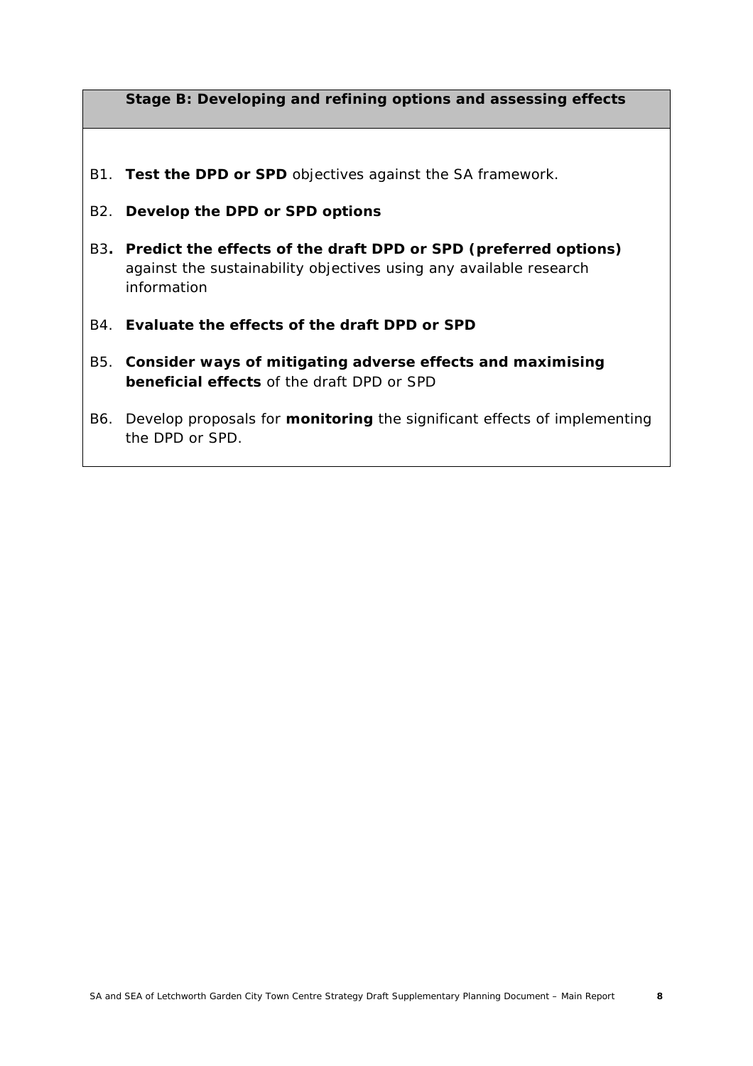**Stage B: Developing and refining options and assessing effects**

B1. **Test the DPD or SPD** objectives against the SA framework.

B2. **Develop the DPD or SPD options**

B3**. Predict the effects of the draft DPD or SPD (preferred options)** against the sustainability objectives using any available research information

B4. **Evaluate the effects of the draft DPD or SPD**

B5. **Consider ways of mitigating adverse effects and maximising beneficial effects** of the draft DPD or SPD

B6. Develop proposals for **monitoring** the significant effects of implementing the DPD or SPD.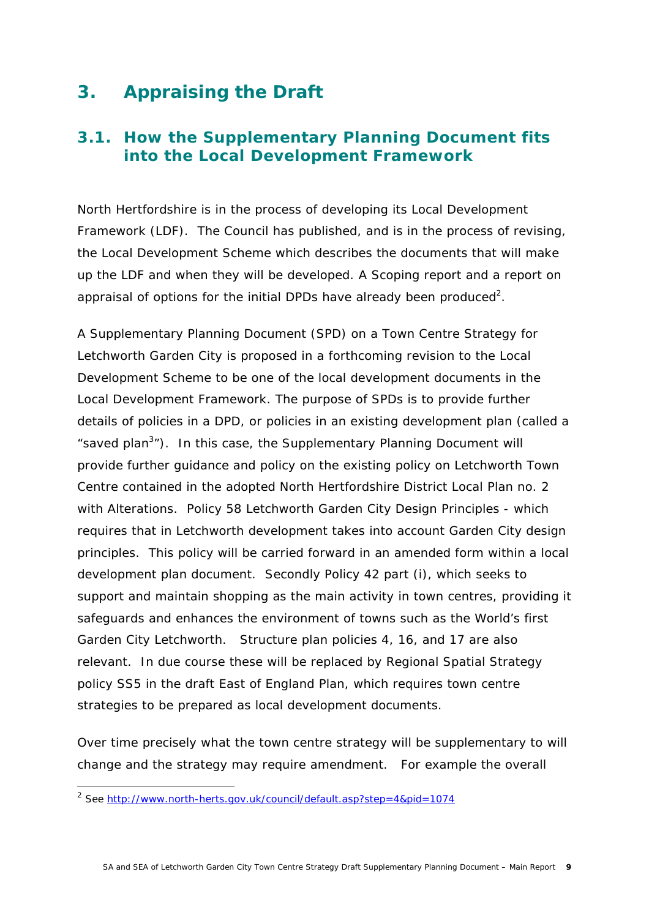# 3. Appraising the Draft

## 3.1. How the Supplementary Planning Document fits into the Local Development Framework

North Hertfordshire is in the process of developing its Local Development Framework (LDF). The Council has published, and is in the process of revising, the Local Development Scheme which describes the documents that will make up the LDF and when they will be developed. A Scoping report and a report on appraisal of options for the initial DPDs have already been produced[2].

A Supplementary Planning Document (SPD) on a Town Centre Strategy for Letchworth Garden City is proposed in a forthcoming revision to the Local Development Scheme to be one of the local development documents in the Local Development Framework. The purpose of SPDs is to provide further details of policies in a DPD, or policies in an existing development plan (called a "saved plan[3]"). In this case, the Supplementary Planning Document will provide further guidance and policy on the existing policy on Letchworth Town Centre contained in the adopted North Hertfordshire District Local Plan no. 2 with Alterations. Policy 58 Letchworth Garden City Design Principles - which requires that in Letchworth development takes into account Garden City design principles. This policy will be carried forward in an amended form within a local development plan document. Secondly Policy 42 part (i), which seeks to support and maintain shopping as the main activity in town centres, providing it safeguards and enhances the environment of towns such as the World's first Garden City Letchworth. Structure plan policies 4, 16, and 17 are also relevant. In due course these will be replaced by Regional Spatial Strategy policy SS5 in the draft East of England Plan, which requires town centre strategies to be prepared as local development documents.

Over time precisely what the town centre strategy will be supplementary to will change and the strategy may require amendment. For example the overall

---

[2] See http://www.north-herts.gov.uk/council/default.asp?step=4&pid=1074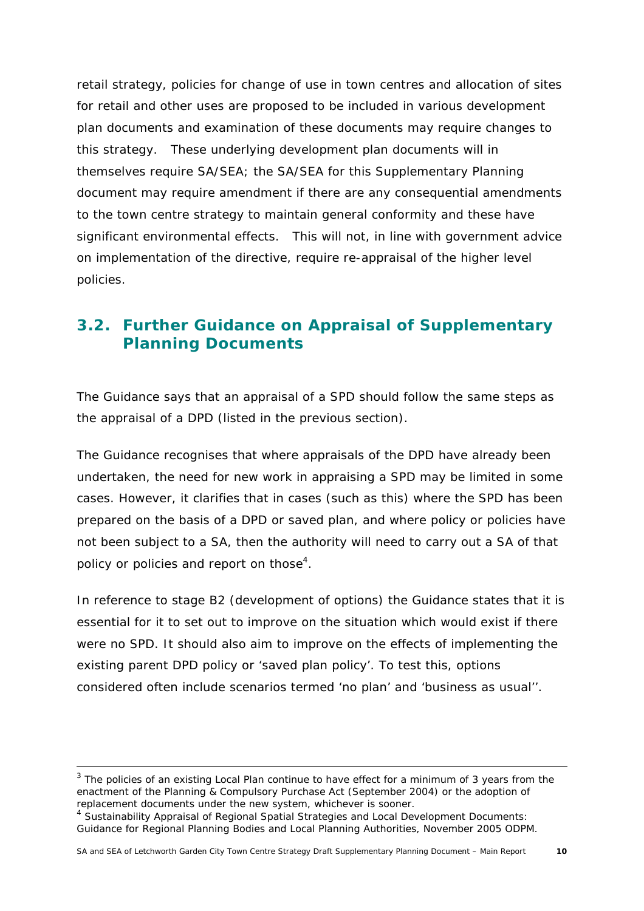retail strategy, policies for change of use in town centres and allocation of sites for retail and other uses are proposed to be included in various development plan documents and examination of these documents may require changes to this strategy. These underlying development plan documents will in themselves require SA/SEA; the SA/SEA for this Supplementary Planning document may require amendment if there are any consequential amendments to the town centre strategy to maintain general conformity and these have significant environmental effects. This will not, in line with government advice on implementation of the directive, require re-appraisal of the higher level policies.

## 3.2. Further Guidance on Appraisal of Supplementary Planning Documents

The Guidance says that an appraisal of a SPD should follow the same steps as the appraisal of a DPD (listed in the previous section).

The Guidance recognises that where appraisals of the DPD have already been undertaken, the need for new work in appraising a SPD may be limited in some cases. However, it clarifies that in cases (such as this) where the SPD has been prepared on the basis of a DPD or saved plan, and where policy or policies have not been subject to a SA, then the authority will need to carry out a SA of that policy or policies and report on those[4].

In reference to stage B2 (development of options) the Guidance states that it is essential for it to set out to improve on the situation which would exist if there were no SPD. It should also aim to improve on the effects of implementing the existing parent DPD policy or 'saved plan policy'. To test this, options considered often include scenarios termed 'no plan' and 'business as usual''.

---

[3] The policies of an existing Local Plan continue to have effect for a minimum of 3 years from the enactment of the Planning & Compulsory Purchase Act (September 2004) or the adoption of replacement documents under the new system, whichever is sooner.

[4] Sustainability Appraisal of Regional Spatial Strategies and Local Development Documents: Guidance for Regional Planning Bodies and Local Planning Authorities, November 2005 ODPM.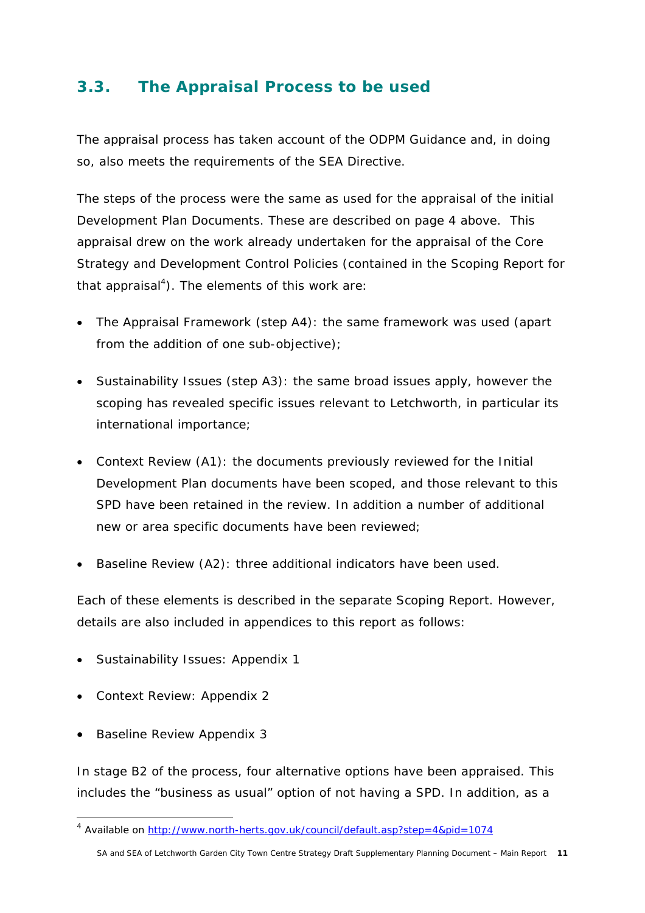## 3.3. The Appraisal Process to be used

The appraisal process has taken account of the ODPM Guidance and, in doing so, also meets the requirements of the SEA Directive.

The steps of the process were the same as used for the appraisal of the initial Development Plan Documents. These are described on page 4 above. This appraisal drew on the work already undertaken for the appraisal of the Core Strategy and Development Control Policies (contained in the Scoping Report for that appraisal[4]). The elements of this work are:

- The Appraisal Framework (step A4): the same framework was used (apart from the addition of one sub-objective);
- Sustainability Issues (step A3): the same broad issues apply, however the scoping has revealed specific issues relevant to Letchworth, in particular its international importance;
- Context Review (A1): the documents previously reviewed for the Initial Development Plan documents have been scoped, and those relevant to this SPD have been retained in the review. In addition a number of additional new or area specific documents have been reviewed;
- Baseline Review (A2): three additional indicators have been used.

Each of these elements is described in the separate Scoping Report. However, details are also included in appendices to this report as follows:

- Sustainability Issues: Appendix 1
- Context Review: Appendix 2
- Baseline Review Appendix 3

In stage B2 of the process, four alternative options have been appraised. This includes the "business as usual" option of not having a SPD. In addition, as a

[4] Available on http://www.north-herts.gov.uk/council/default.asp?step=4&pid=1074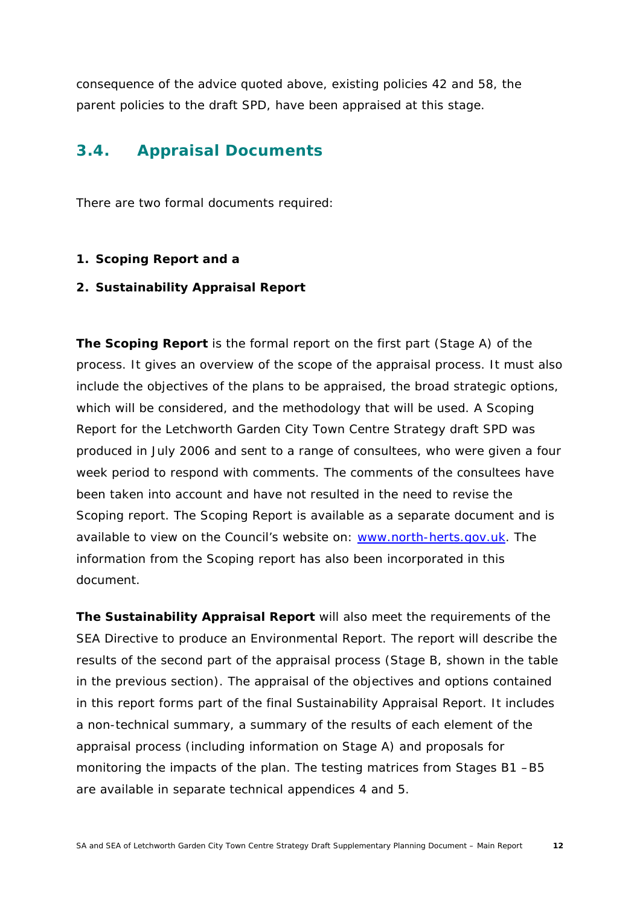consequence of the advice quoted above, existing policies 42 and 58, the parent policies to the draft SPD, have been appraised at this stage.

## 3.4. Appraisal Documents

There are two formal documents required:

1. **Scoping Report and a**
2. **Sustainability Appraisal Report**

**The Scoping Report** is the formal report on the first part (Stage A) of the process. It gives an overview of the scope of the appraisal process. It must also include the objectives of the plans to be appraised, the broad strategic options, which will be considered, and the methodology that will be used. A Scoping Report for the Letchworth Garden City Town Centre Strategy draft SPD was produced in July 2006 and sent to a range of consultees, who were given a four week period to respond with comments. The comments of the consultees have been taken into account and have not resulted in the need to revise the Scoping report. The Scoping Report is available as a separate document and is available to view on the Council's website on: [www.north-herts.gov.uk](www.north-herts.gov.uk). The information from the Scoping report has also been incorporated in this document.

**The Sustainability Appraisal Report** will also meet the requirements of the SEA Directive to produce an Environmental Report. The report will describe the results of the second part of the appraisal process (Stage B, shown in the table in the previous section). The appraisal of the objectives and options contained in this report forms part of the final Sustainability Appraisal Report. It includes a non-technical summary, a summary of the results of each element of the appraisal process (including information on Stage A) and proposals for monitoring the impacts of the plan. The testing matrices from Stages B1 –B5 are available in separate technical appendices 4 and 5.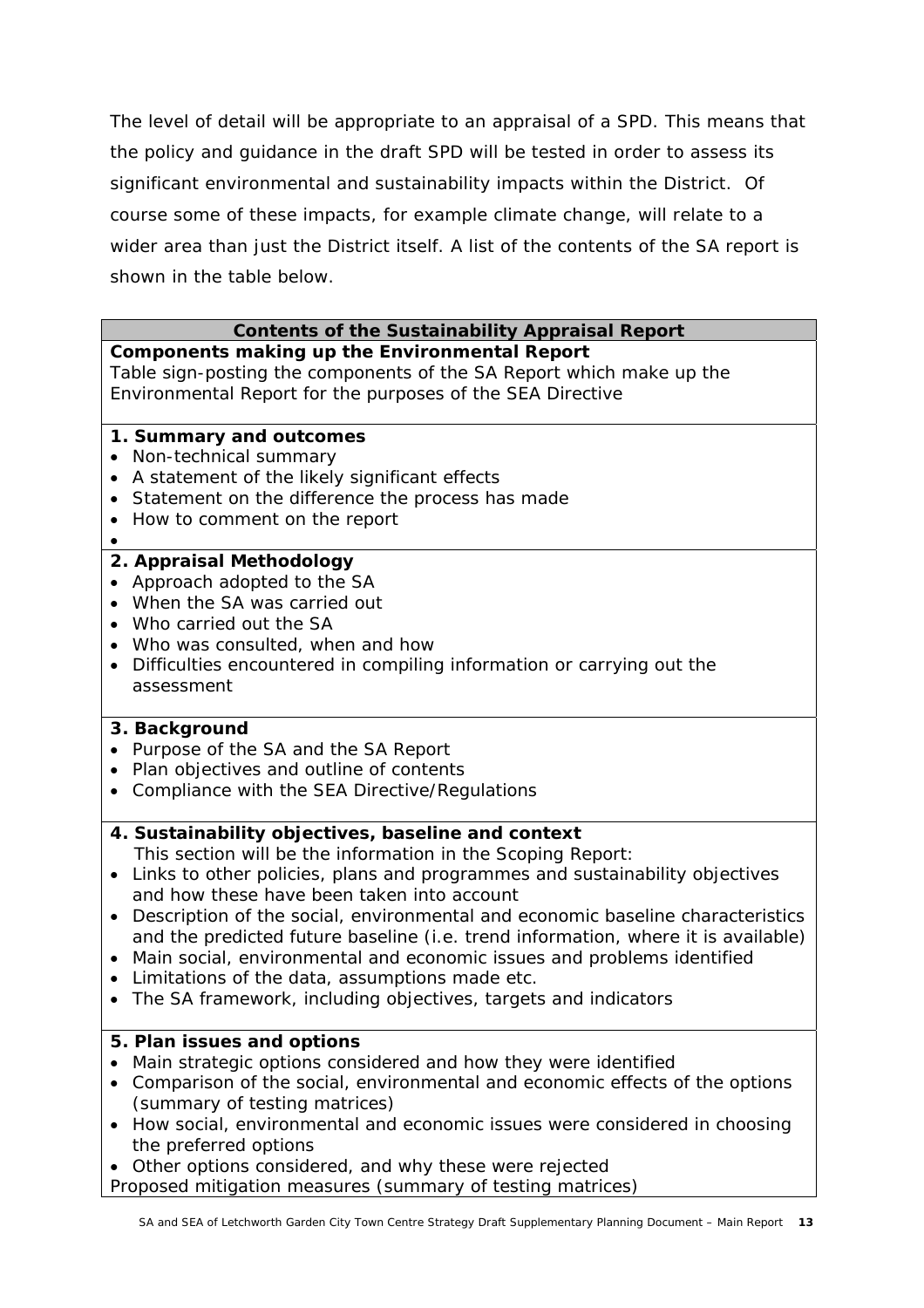The level of detail will be appropriate to an appraisal of a SPD. This means that the policy and guidance in the draft SPD will be tested in order to assess its significant environmental and sustainability impacts within the District. Of course some of these impacts, for example climate change, will relate to a wider area than just the District itself. A list of the contents of the SA report is shown in the table below.

| **Contents of the Sustainability Appraisal Report** |
| --- |
| **Components making up the Environmental Report**<br>Table sign-posting the components of the SA Report which make up the Environmental Report for the purposes of the SEA Directive |
| **1. Summary and outcomes**<br>• Non-technical summary<br>• A statement of the likely significant effects<br>• Statement on the difference the process has made<br>• How to comment on the report<br>• |
| **2. Appraisal Methodology**<br>• Approach adopted to the SA<br>• When the SA was carried out<br>• Who carried out the SA<br>• Who was consulted, when and how<br>• Difficulties encountered in compiling information or carrying out the assessment |
| **3. Background**<br>• Purpose of the SA and the SA Report<br>• Plan objectives and outline of contents<br>• Compliance with the SEA Directive/Regulations |
| **4. Sustainability objectives, baseline and context**<br>This section will be the information in the Scoping Report:<br>• Links to other policies, plans and programmes and sustainability objectives and how these have been taken into account<br>• Description of the social, environmental and economic baseline characteristics and the predicted future baseline (i.e. trend information, where it is available)<br>• Main social, environmental and economic issues and problems identified<br>• Limitations of the data, assumptions made etc.<br>• The SA framework, including objectives, targets and indicators |
| **5. Plan issues and options**<br>• Main strategic options considered and how they were identified<br>• Comparison of the social, environmental and economic effects of the options (summary of testing matrices)<br>• How social, environmental and economic issues were considered in choosing the preferred options<br>• Other options considered, and why these were rejected<br>Proposed mitigation measures (summary of testing matrices) |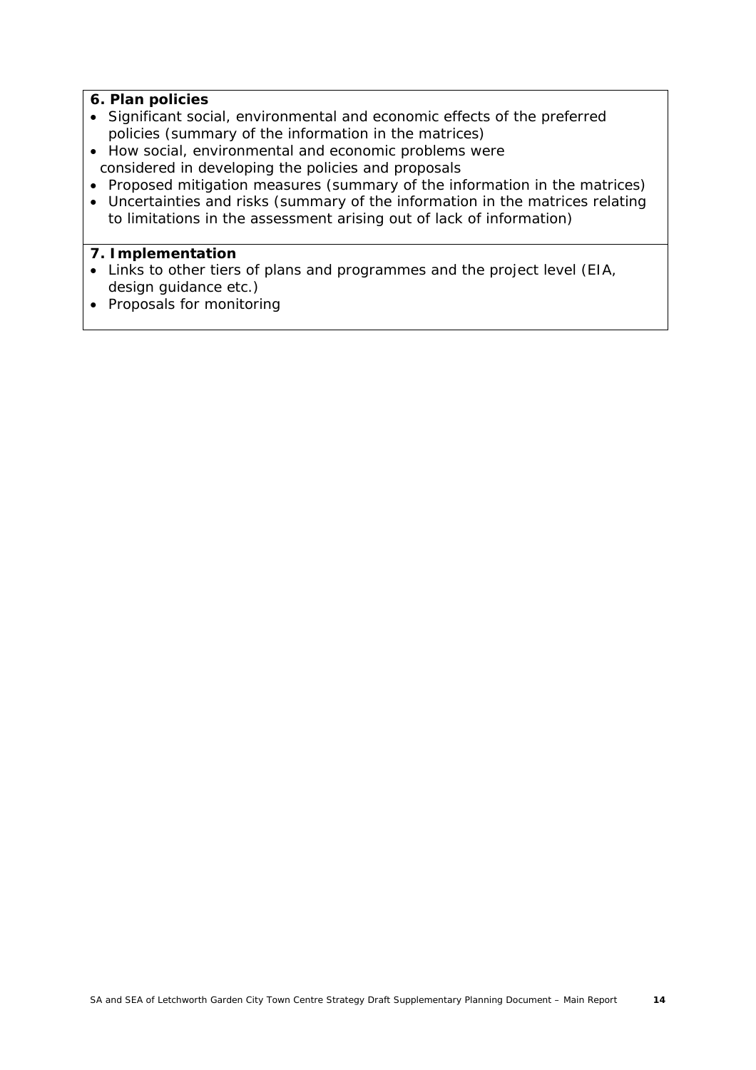**6. Plan policies**

- Significant social, environmental and economic effects of the preferred policies (summary of the information in the matrices)
- How social, environmental and economic problems were considered in developing the policies and proposals
- Proposed mitigation measures (summary of the information in the matrices)
- Uncertainties and risks (summary of the information in the matrices relating to limitations in the assessment arising out of lack of information)

**7. Implementation**

- Links to other tiers of plans and programmes and the project level (EIA, design guidance etc.)
- Proposals for monitoring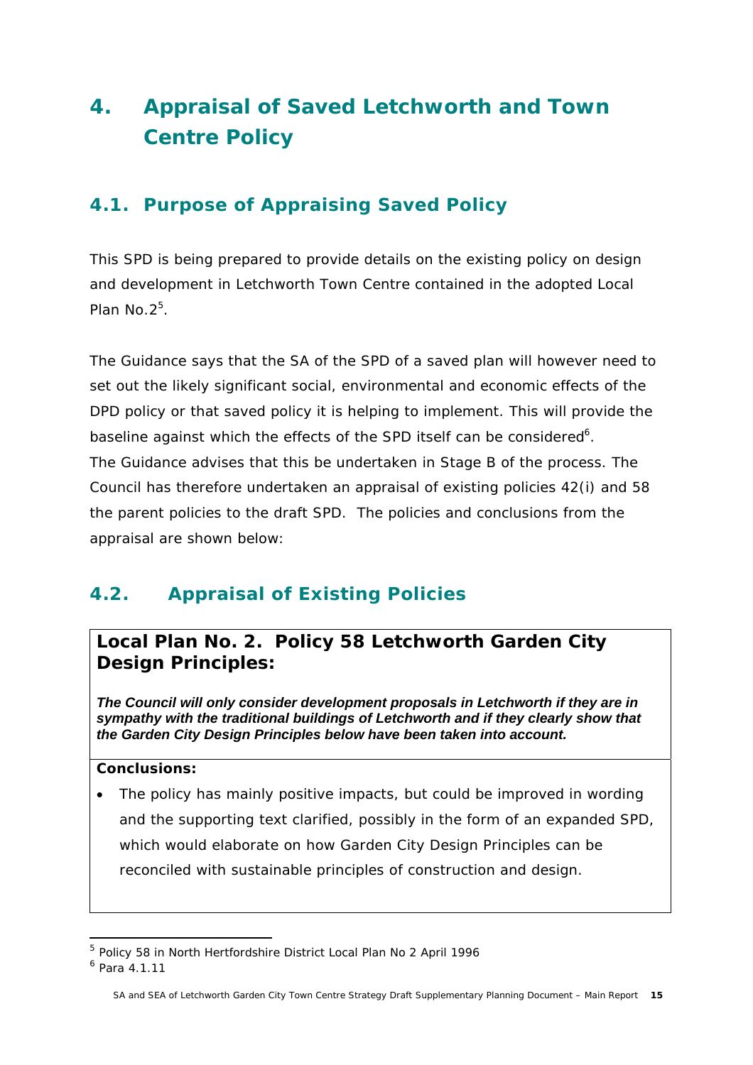# 4. Appraisal of Saved Letchworth and Town Centre Policy

## 4.1. Purpose of Appraising Saved Policy

This SPD is being prepared to provide details on the existing policy on design and development in Letchworth Town Centre contained in the adopted Local Plan No.2[5].

The Guidance says that the SA of the SPD of a saved plan will however need to set out the likely significant social, environmental and economic effects of the DPD policy or that saved policy it is helping to implement. This will provide the baseline against which the effects of the SPD itself can be considered[6]. The Guidance advises that this be undertaken in Stage B of the process. The Council has therefore undertaken an appraisal of existing policies 42(i) and 58 the parent policies to the draft SPD. The policies and conclusions from the appraisal are shown below:

## 4.2. Appraisal of Existing Policies

| **Local Plan No. 2. Policy 58 Letchworth Garden City Design Principles:**<br><br>***The Council will only consider development proposals in Letchworth if they are in sympathy with the traditional buildings of Letchworth and if they clearly show that the Garden City Design Principles below have been taken into account.*** |
|---|
| **Conclusions:**<br><br>• The policy has mainly positive impacts, but could be improved in wording and the supporting text clarified, possibly in the form of an expanded SPD, which would elaborate on how Garden City Design Principles can be reconciled with sustainable principles of construction and design. |

---

[5] Policy 58 in North Hertfordshire District Local Plan No 2 April 1996

[6] Para 4.1.11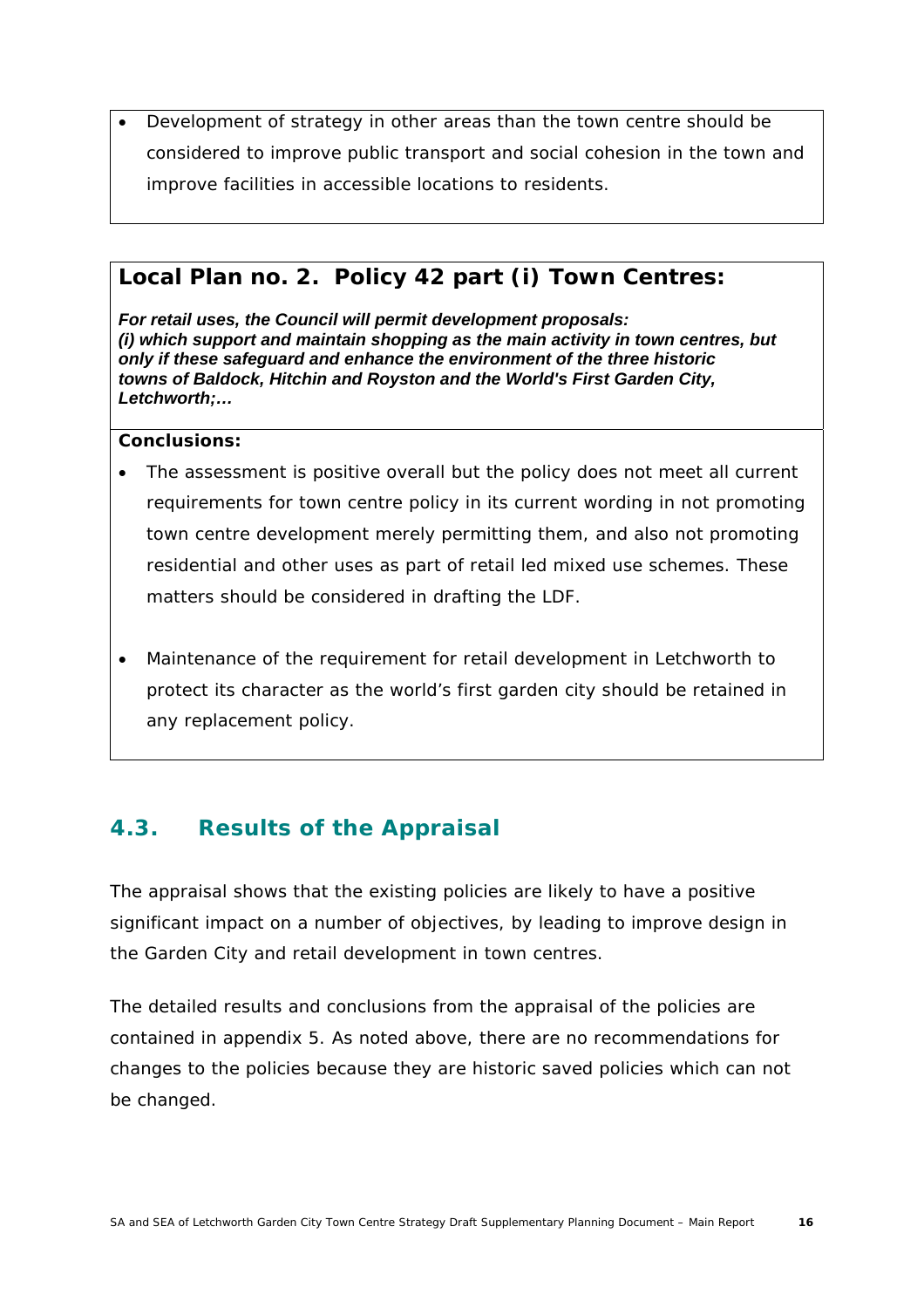- Development of strategy in other areas than the town centre should be considered to improve public transport and social cohesion in the town and improve facilities in accessible locations to residents.

### Local Plan no. 2. Policy 42 part (i) Town Centres:

***For retail uses, the Council will permit development proposals:***
***(i) which support and maintain shopping as the main activity in town centres, but only if these safeguard and enhance the environment of the three historic towns of Baldock, Hitchin and Royston and the World's First Garden City, Letchworth;…***

**Conclusions:**

- The assessment is positive overall but the policy does not meet all current requirements for town centre policy in its current wording in not promoting town centre development merely permitting them, and also not promoting residential and other uses as part of retail led mixed use schemes. These matters should be considered in drafting the LDF.

- Maintenance of the requirement for retail development in Letchworth to protect its character as the world's first garden city should be retained in any replacement policy.

## 4.3. Results of the Appraisal

The appraisal shows that the existing policies are likely to have a positive significant impact on a number of objectives, by leading to improve design in the Garden City and retail development in town centres.

The detailed results and conclusions from the appraisal of the policies are contained in appendix 5. As noted above, there are no recommendations for changes to the policies because they are historic saved policies which can not be changed.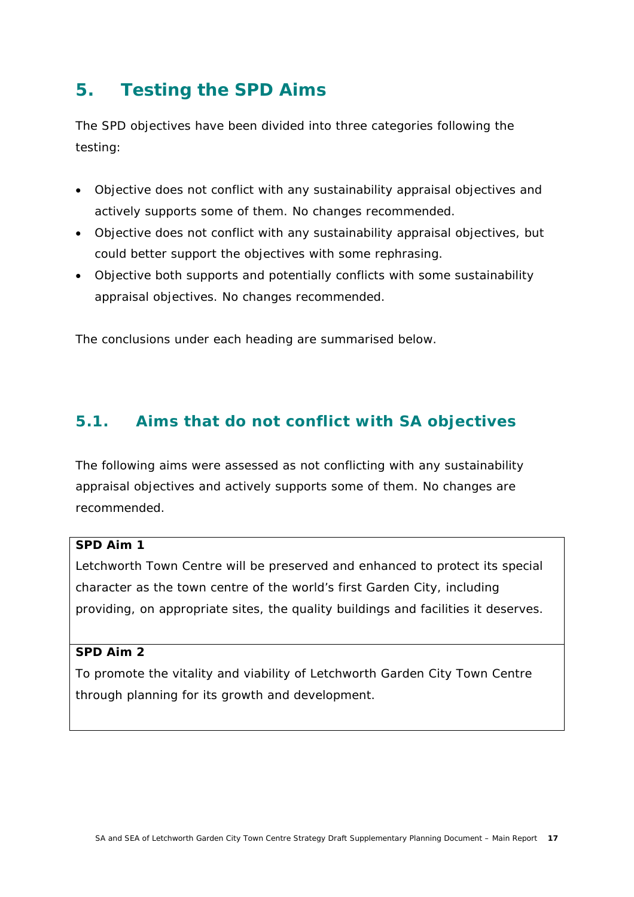# 5. Testing the SPD Aims

The SPD objectives have been divided into three categories following the testing:

- Objective does not conflict with any sustainability appraisal objectives and actively supports some of them. No changes recommended.
- Objective does not conflict with any sustainability appraisal objectives, but could better support the objectives with some rephrasing.
- Objective both supports and potentially conflicts with some sustainability appraisal objectives. No changes recommended.

The conclusions under each heading are summarised below.

## 5.1. Aims that do not conflict with SA objectives

The following aims were assessed as not conflicting with any sustainability appraisal objectives and actively supports some of them. No changes are recommended.

| **SPD Aim 1**<br>Letchworth Town Centre will be preserved and enhanced to protect its special character as the town centre of the world's first Garden City, including providing, on appropriate sites, the quality buildings and facilities it deserves. |
|---|
| **SPD Aim 2**<br>To promote the vitality and viability of Letchworth Garden City Town Centre through planning for its growth and development. |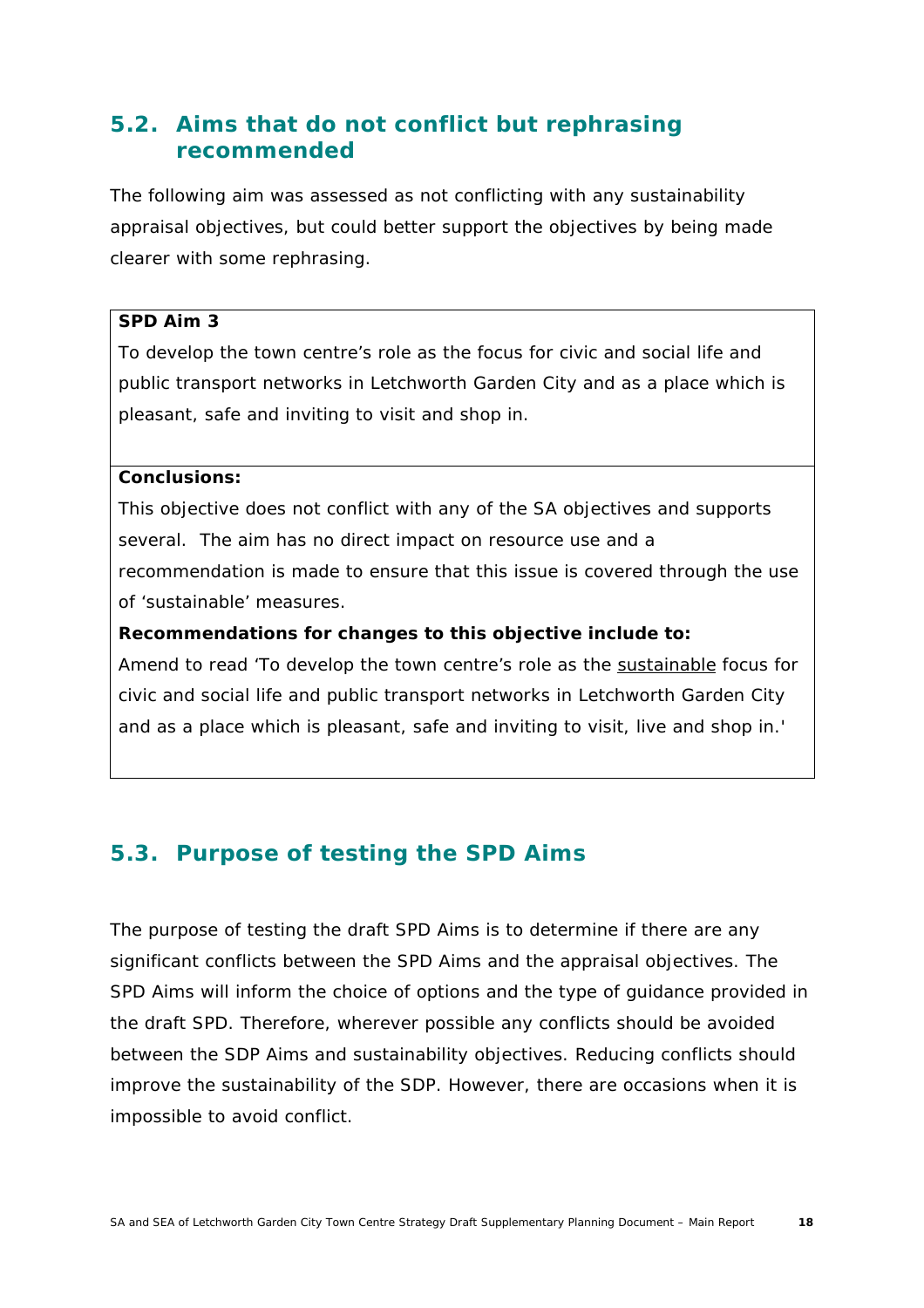## 5.2. Aims that do not conflict but rephrasing recommended

The following aim was assessed as not conflicting with any sustainability appraisal objectives, but could better support the objectives by being made clearer with some rephrasing.

| **SPD Aim 3**<br>To develop the town centre's role as the focus for civic and social life and public transport networks in Letchworth Garden City and as a place which is pleasant, safe and inviting to visit and shop in. |
|---|
| **Conclusions:**<br>This objective does not conflict with any of the SA objectives and supports several. The aim has no direct impact on resource use and a recommendation is made to ensure that this issue is covered through the use of 'sustainable' measures.<br>**Recommendations for changes to this objective include to:**<br>Amend to read 'To develop the town centre's role as the <u>sustainable</u> focus for civic and social life and public transport networks in Letchworth Garden City and as a place which is pleasant, safe and inviting to visit, live and shop in.' |

## 5.3. Purpose of testing the SPD Aims

The purpose of testing the draft SPD Aims is to determine if there are any significant conflicts between the SPD Aims and the appraisal objectives. The SPD Aims will inform the choice of options and the type of guidance provided in the draft SPD. Therefore, wherever possible any conflicts should be avoided between the SDP Aims and sustainability objectives. Reducing conflicts should improve the sustainability of the SDP. However, there are occasions when it is impossible to avoid conflict.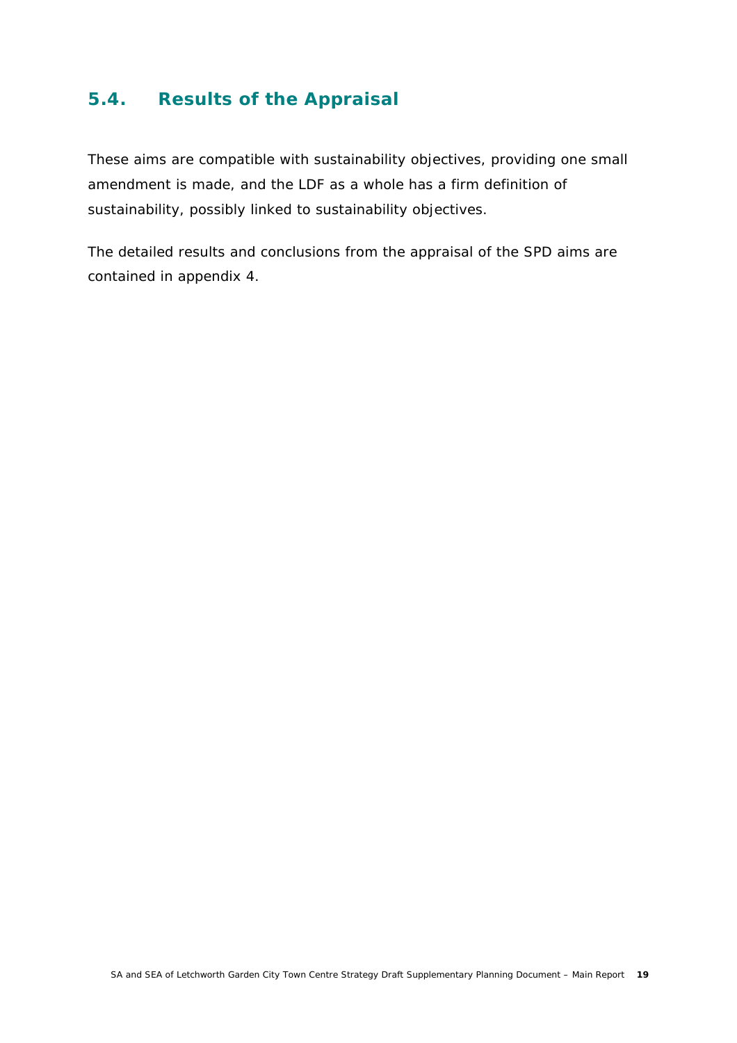## 5.4. Results of the Appraisal

These aims are compatible with sustainability objectives, providing one small amendment is made, and the LDF as a whole has a firm definition of sustainability, possibly linked to sustainability objectives.

The detailed results and conclusions from the appraisal of the SPD aims are contained in appendix 4.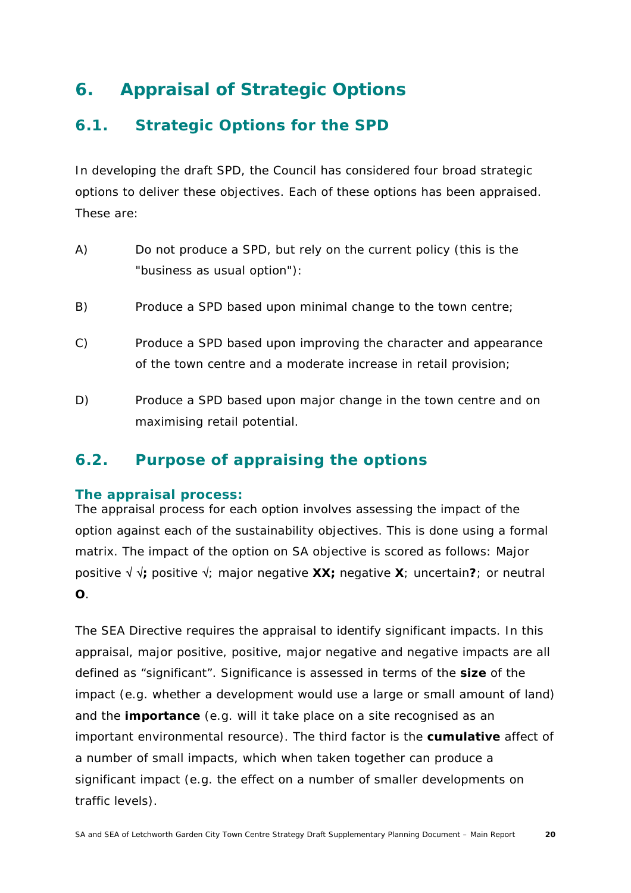# 6. Appraisal of Strategic Options

## 6.1. Strategic Options for the SPD

In developing the draft SPD, the Council has considered four broad strategic options to deliver these objectives. Each of these options has been appraised. These are:

A) Do not produce a SPD, but rely on the current policy (this is the "business as usual option"):

B) Produce a SPD based upon minimal change to the town centre;

C) Produce a SPD based upon improving the character and appearance of the town centre and a moderate increase in retail provision;

D) Produce a SPD based upon major change in the town centre and on maximising retail potential.

## 6.2. Purpose of appraising the options

### The appraisal process:

The appraisal process for each option involves assessing the impact of the option against each of the sustainability objectives. This is done using a formal matrix. The impact of the option on SA objective is scored as follows: Major positive √ √**;** positive √; major negative **XX;** negative **X**; uncertain**?**; or neutral **O**.

The SEA Directive requires the appraisal to identify significant impacts. In this appraisal, major positive, positive, major negative and negative impacts are all defined as "significant". Significance is assessed in terms of the **size** of the impact (e.g. whether a development would use a large or small amount of land) and the **importance** (e.g. will it take place on a site recognised as an important environmental resource). The third factor is the **cumulative** affect of a number of small impacts, which when taken together can produce a significant impact (e.g. the effect on a number of smaller developments on traffic levels).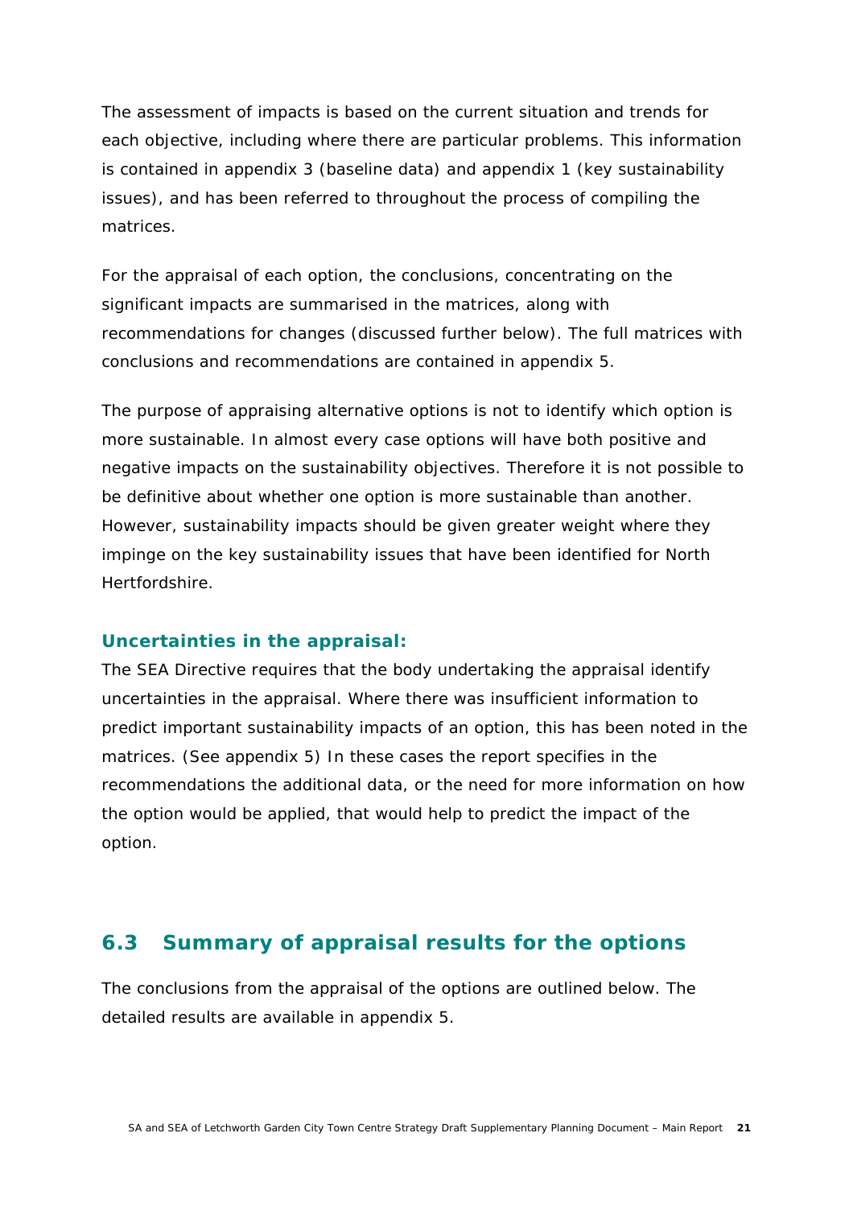The assessment of impacts is based on the current situation and trends for each objective, including where there are particular problems. This information is contained in appendix 3 (baseline data) and appendix 1 (key sustainability issues), and has been referred to throughout the process of compiling the matrices.

For the appraisal of each option, the conclusions, concentrating on the significant impacts are summarised in the matrices, along with recommendations for changes (discussed further below). The full matrices with conclusions and recommendations are contained in appendix 5.

The purpose of appraising alternative options is not to identify which option is more sustainable. In almost every case options will have both positive and negative impacts on the sustainability objectives. Therefore it is not possible to be definitive about whether one option is more sustainable than another. However, sustainability impacts should be given greater weight where they impinge on the key sustainability issues that have been identified for North Hertfordshire.

**Uncertainties in the appraisal:**

The SEA Directive requires that the body undertaking the appraisal identify uncertainties in the appraisal. Where there was insufficient information to predict important sustainability impacts of an option, this has been noted in the matrices. (See appendix 5) In these cases the report specifies in the recommendations the additional data, or the need for more information on how the option would be applied, that would help to predict the impact of the option.

## 6.3 Summary of appraisal results for the options

The conclusions from the appraisal of the options are outlined below. The detailed results are available in appendix 5.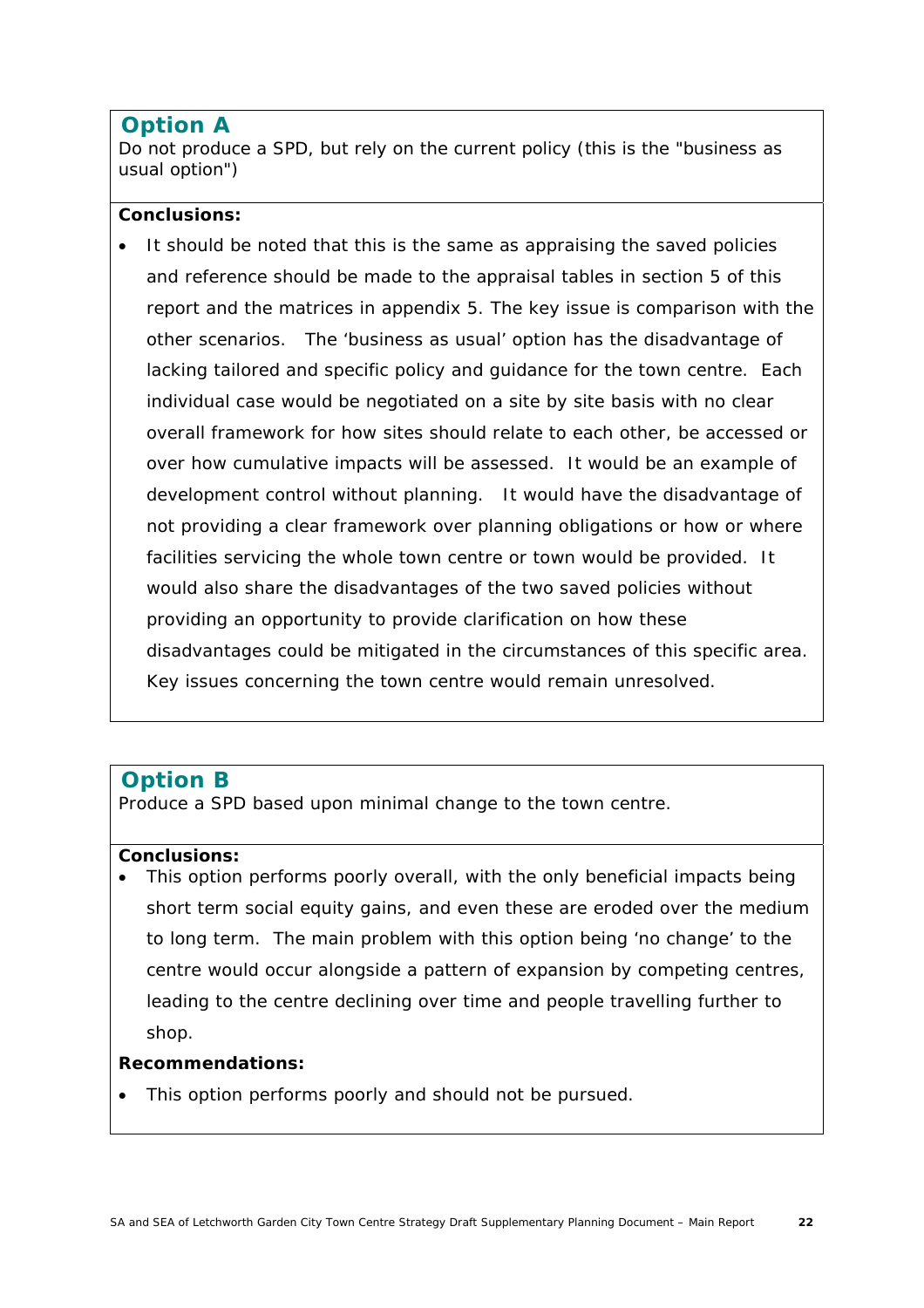## Option A

Do not produce a SPD, but rely on the current policy (this is the "business as usual option")

**Conclusions:**

- It should be noted that this is the same as appraising the saved policies and reference should be made to the appraisal tables in section 5 of this report and the matrices in appendix 5. The key issue is comparison with the other scenarios. The 'business as usual' option has the disadvantage of lacking tailored and specific policy and guidance for the town centre. Each individual case would be negotiated on a site by site basis with no clear overall framework for how sites should relate to each other, be accessed or over how cumulative impacts will be assessed. It would be an example of development control without planning. It would have the disadvantage of not providing a clear framework over planning obligations or how or where facilities servicing the whole town centre or town would be provided. It would also share the disadvantages of the two saved policies without providing an opportunity to provide clarification on how these disadvantages could be mitigated in the circumstances of this specific area. Key issues concerning the town centre would remain unresolved.

## Option B

Produce a SPD based upon minimal change to the town centre.

**Conclusions:**

- This option performs poorly overall, with the only beneficial impacts being short term social equity gains, and even these are eroded over the medium to long term. The main problem with this option being 'no change' to the centre would occur alongside a pattern of expansion by competing centres, leading to the centre declining over time and people travelling further to shop.

**Recommendations:**

- This option performs poorly and should not be pursued.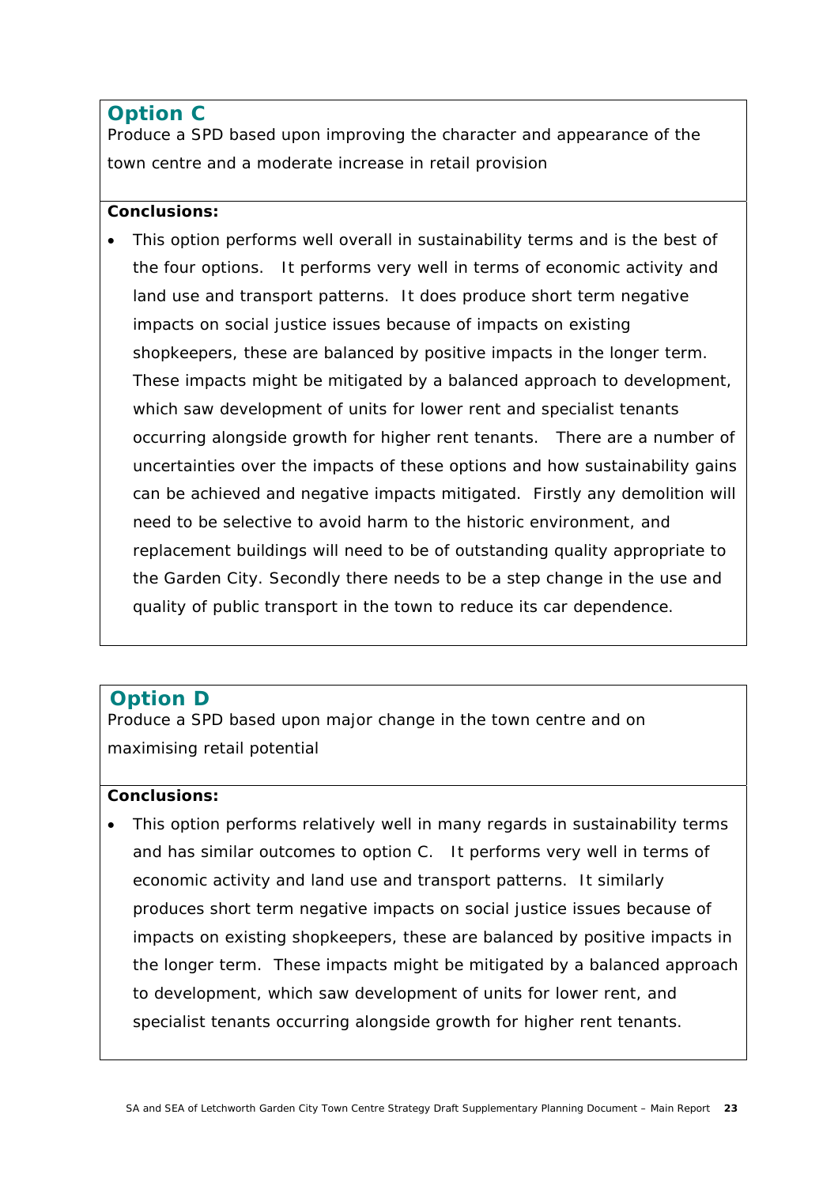## Option C

Produce a SPD based upon improving the character and appearance of the town centre and a moderate increase in retail provision

**Conclusions:**

- This option performs well overall in sustainability terms and is the best of the four options. It performs very well in terms of economic activity and land use and transport patterns. It does produce short term negative impacts on social justice issues because of impacts on existing shopkeepers, these are balanced by positive impacts in the longer term. These impacts might be mitigated by a balanced approach to development, which saw development of units for lower rent and specialist tenants occurring alongside growth for higher rent tenants. There are a number of uncertainties over the impacts of these options and how sustainability gains can be achieved and negative impacts mitigated. Firstly any demolition will need to be selective to avoid harm to the historic environment, and replacement buildings will need to be of outstanding quality appropriate to the Garden City. Secondly there needs to be a step change in the use and quality of public transport in the town to reduce its car dependence.

## Option D

Produce a SPD based upon major change in the town centre and on maximising retail potential

**Conclusions:**

- This option performs relatively well in many regards in sustainability terms and has similar outcomes to option C. It performs very well in terms of economic activity and land use and transport patterns. It similarly produces short term negative impacts on social justice issues because of impacts on existing shopkeepers, these are balanced by positive impacts in the longer term. These impacts might be mitigated by a balanced approach to development, which saw development of units for lower rent, and specialist tenants occurring alongside growth for higher rent tenants.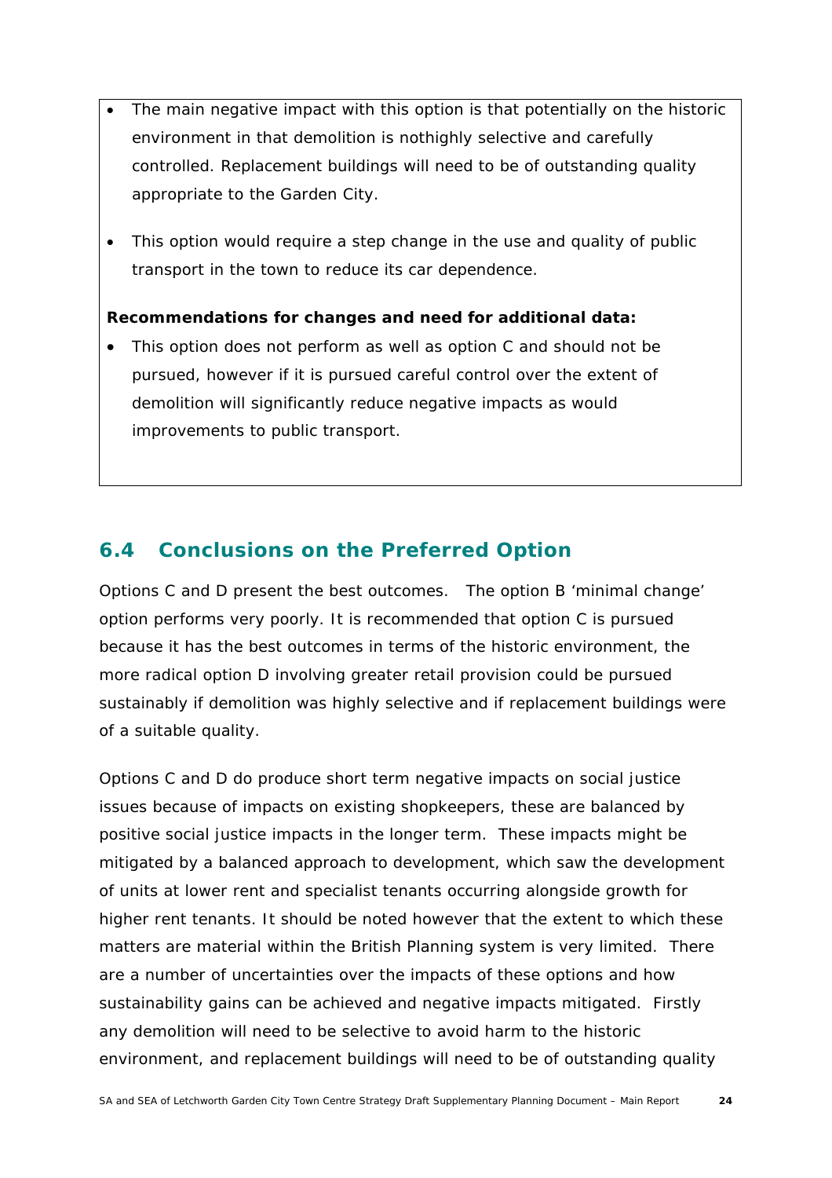- The main negative impact with this option is that potentially on the historic environment in that demolition is nothighly selective and carefully controlled. Replacement buildings will need to be of outstanding quality appropriate to the Garden City.
- This option would require a step change in the use and quality of public transport in the town to reduce its car dependence.

**Recommendations for changes and need for additional data:**

- This option does not perform as well as option C and should not be pursued, however if it is pursued careful control over the extent of demolition will significantly reduce negative impacts as would improvements to public transport.

## 6.4 Conclusions on the Preferred Option

Options C and D present the best outcomes. The option B 'minimal change' option performs very poorly. It is recommended that option C is pursued because it has the best outcomes in terms of the historic environment, the more radical option D involving greater retail provision could be pursued sustainably if demolition was highly selective and if replacement buildings were of a suitable quality.

Options C and D do produce short term negative impacts on social justice issues because of impacts on existing shopkeepers, these are balanced by positive social justice impacts in the longer term. These impacts might be mitigated by a balanced approach to development, which saw the development of units at lower rent and specialist tenants occurring alongside growth for higher rent tenants. It should be noted however that the extent to which these matters are material within the British Planning system is very limited. There are a number of uncertainties over the impacts of these options and how sustainability gains can be achieved and negative impacts mitigated. Firstly any demolition will need to be selective to avoid harm to the historic environment, and replacement buildings will need to be of outstanding quality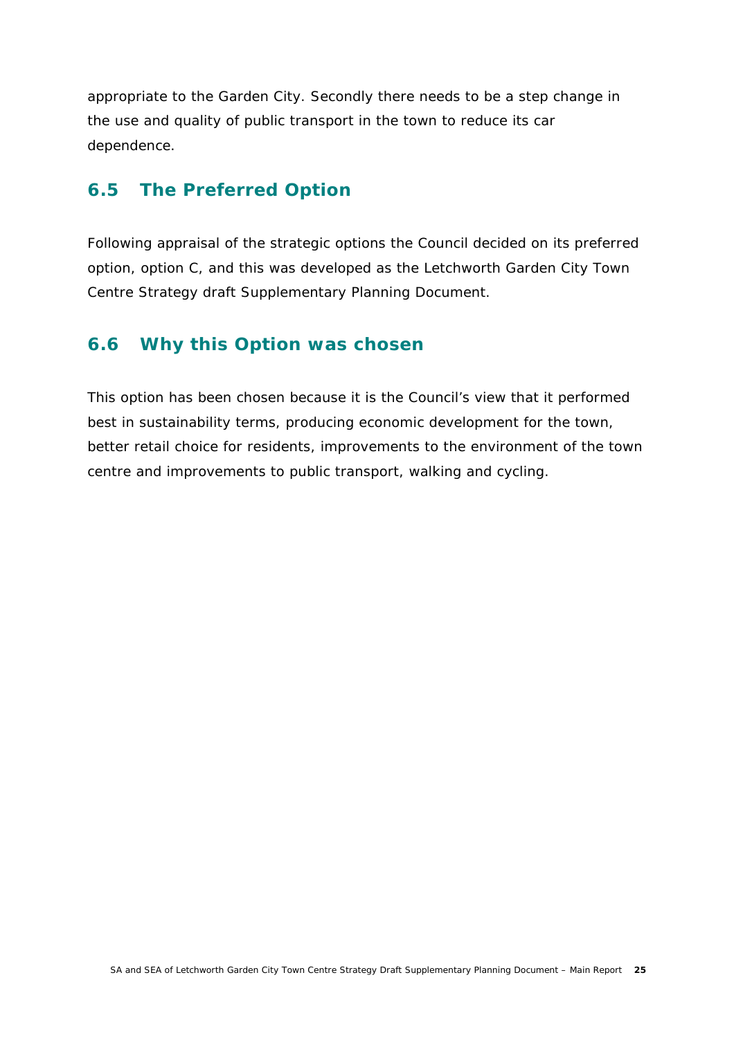appropriate to the Garden City. Secondly there needs to be a step change in the use and quality of public transport in the town to reduce its car dependence.

## 6.5 The Preferred Option

Following appraisal of the strategic options the Council decided on its preferred option, option C, and this was developed as the Letchworth Garden City Town Centre Strategy draft Supplementary Planning Document.

## 6.6 Why this Option was chosen

This option has been chosen because it is the Council's view that it performed best in sustainability terms, producing economic development for the town, better retail choice for residents, improvements to the environment of the town centre and improvements to public transport, walking and cycling.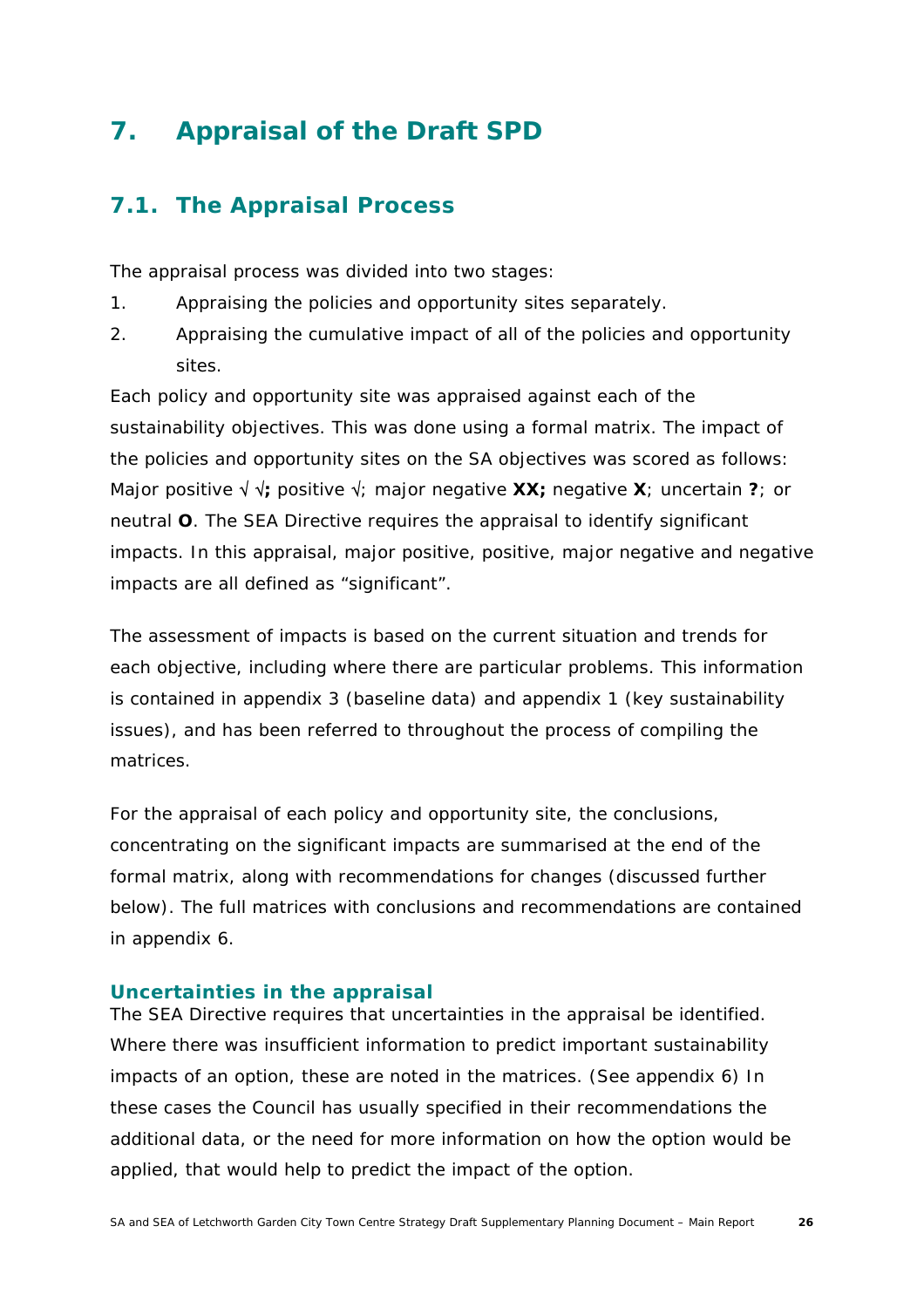# 7. Appraisal of the Draft SPD

## 7.1. The Appraisal Process

The appraisal process was divided into two stages:

1. Appraising the policies and opportunity sites separately.
2. Appraising the cumulative impact of all of the policies and opportunity sites.

Each policy and opportunity site was appraised against each of the sustainability objectives. This was done using a formal matrix. The impact of the policies and opportunity sites on the SA objectives was scored as follows: Major positive √ **√;** positive √; major negative **XX;** negative **X**; uncertain **?**; or neutral **O**. The SEA Directive requires the appraisal to identify significant impacts. In this appraisal, major positive, positive, major negative and negative impacts are all defined as "significant".

The assessment of impacts is based on the current situation and trends for each objective, including where there are particular problems. This information is contained in appendix 3 (baseline data) and appendix 1 (key sustainability issues), and has been referred to throughout the process of compiling the matrices.

For the appraisal of each policy and opportunity site, the conclusions, concentrating on the significant impacts are summarised at the end of the formal matrix, along with recommendations for changes (discussed further below). The full matrices with conclusions and recommendations are contained in appendix 6.

### Uncertainties in the appraisal

The SEA Directive requires that uncertainties in the appraisal be identified. Where there was insufficient information to predict important sustainability impacts of an option, these are noted in the matrices. (See appendix 6) In these cases the Council has usually specified in their recommendations the additional data, or the need for more information on how the option would be applied, that would help to predict the impact of the option.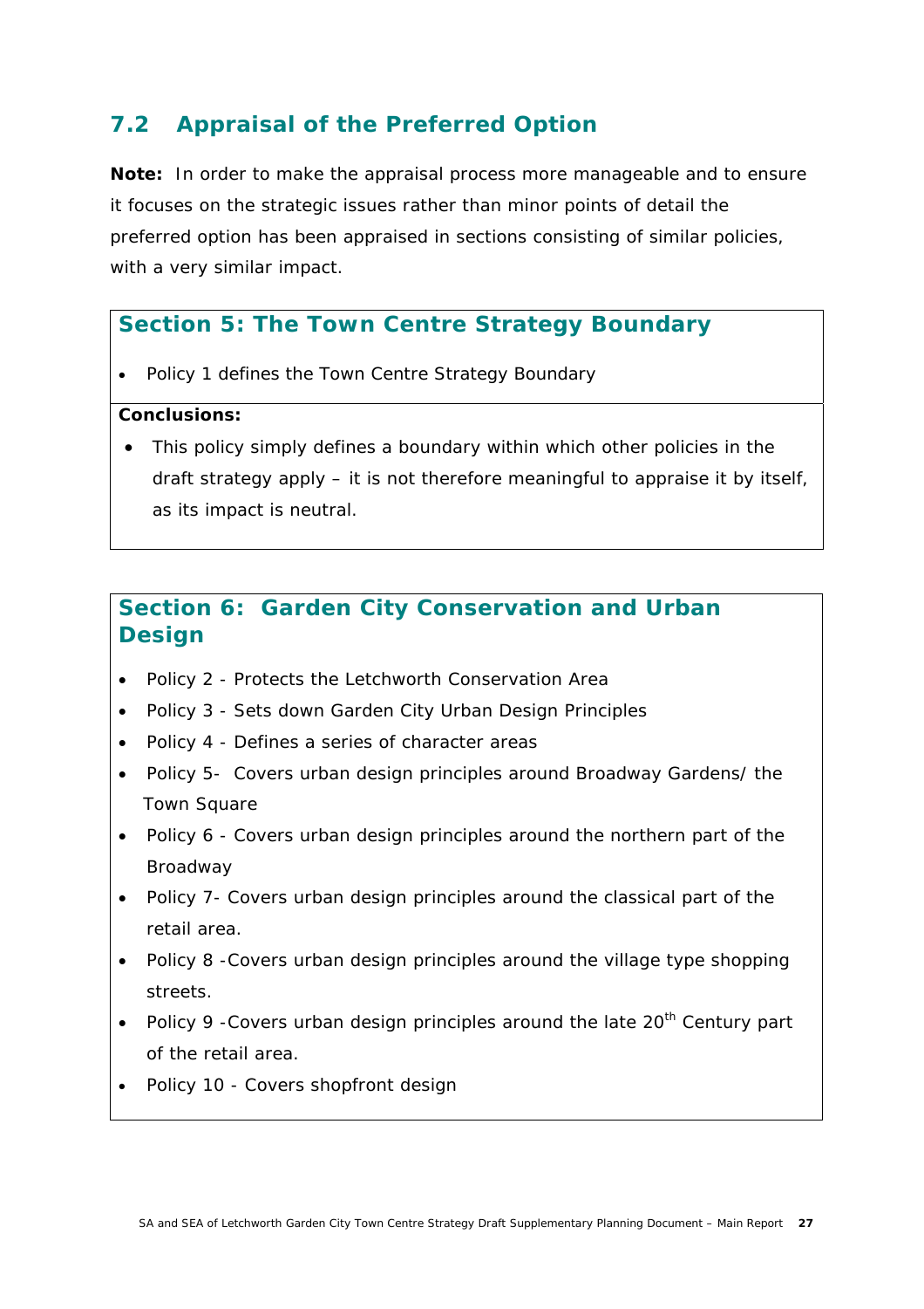## 7.2 Appraisal of the Preferred Option

**Note:** In order to make the appraisal process more manageable and to ensure it focuses on the strategic issues rather than minor points of detail the preferred option has been appraised in sections consisting of similar policies, with a very similar impact.

### Section 5: The Town Centre Strategy Boundary

- Policy 1 defines the Town Centre Strategy Boundary

**Conclusions:**

- This policy simply defines a boundary within which other policies in the draft strategy apply – it is not therefore meaningful to appraise it by itself, as its impact is neutral.

### Section 6: Garden City Conservation and Urban Design

- Policy 2 - Protects the Letchworth Conservation Area
- Policy 3 - Sets down Garden City Urban Design Principles
- Policy 4 - Defines a series of character areas
- Policy 5- Covers urban design principles around Broadway Gardens/ the Town Square
- Policy 6 - Covers urban design principles around the northern part of the Broadway
- Policy 7- Covers urban design principles around the classical part of the retail area.
- Policy 8 -Covers urban design principles around the village type shopping streets.
- Policy 9 -Covers urban design principles around the late 20th Century part of the retail area.
- Policy 10 - Covers shopfront design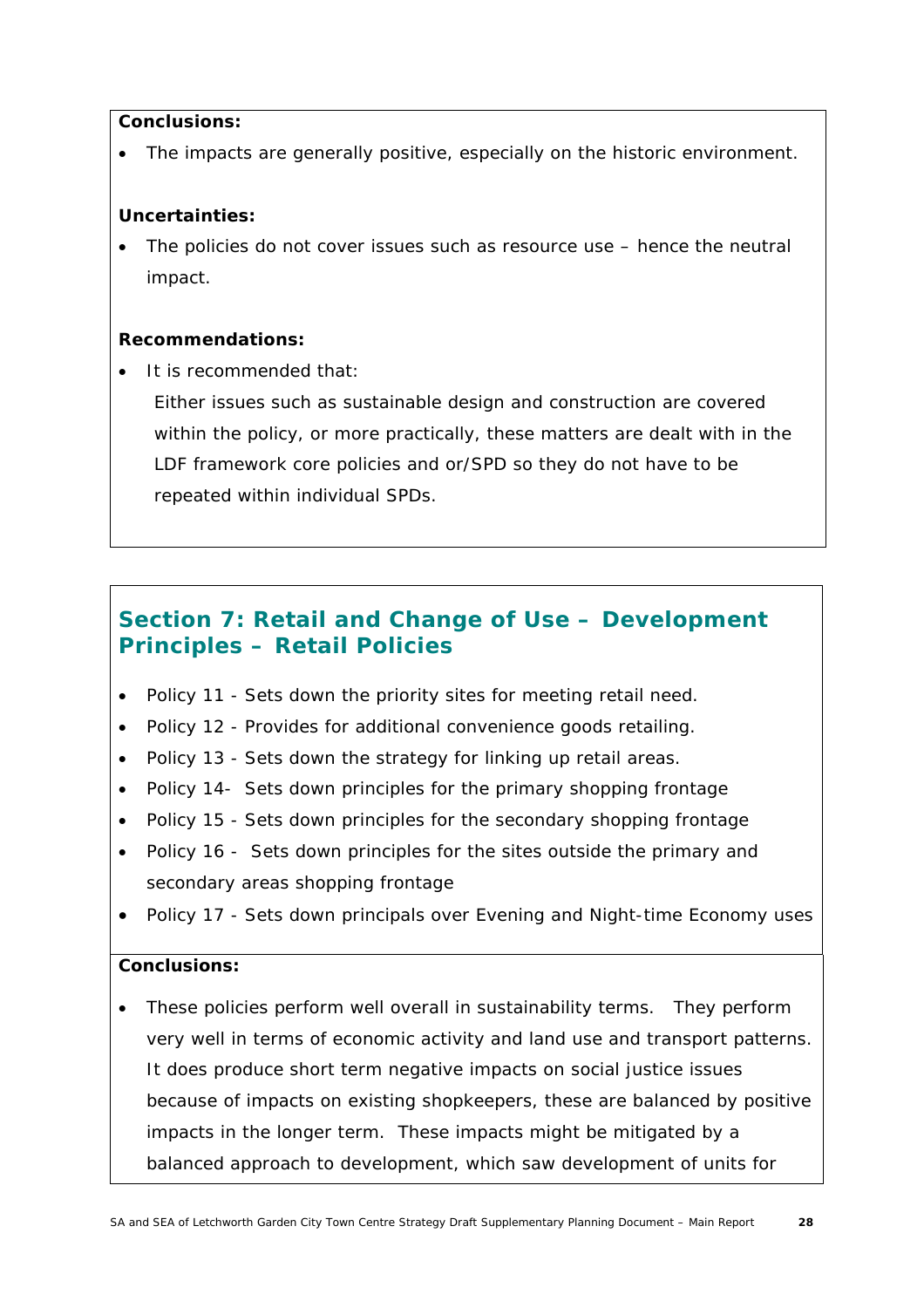**Conclusions:**

- The impacts are generally positive, especially on the historic environment.

**Uncertainties:**

- The policies do not cover issues such as resource use – hence the neutral impact.

**Recommendations:**

- It is recommended that:

  Either issues such as sustainable design and construction are covered within the policy, or more practically, these matters are dealt with in the LDF framework core policies and or/SPD so they do not have to be repeated within individual SPDs.

## Section 7: Retail and Change of Use – Development Principles – Retail Policies

- Policy 11 - Sets down the priority sites for meeting retail need.
- Policy 12 - Provides for additional convenience goods retailing.
- Policy 13 - Sets down the strategy for linking up retail areas.
- Policy 14- Sets down principles for the primary shopping frontage
- Policy 15 - Sets down principles for the secondary shopping frontage
- Policy 16 - Sets down principles for the sites outside the primary and secondary areas shopping frontage
- Policy 17 - Sets down principals over Evening and Night-time Economy uses

**Conclusions:**

- These policies perform well overall in sustainability terms. They perform very well in terms of economic activity and land use and transport patterns. It does produce short term negative impacts on social justice issues because of impacts on existing shopkeepers, these are balanced by positive impacts in the longer term. These impacts might be mitigated by a balanced approach to development, which saw development of units for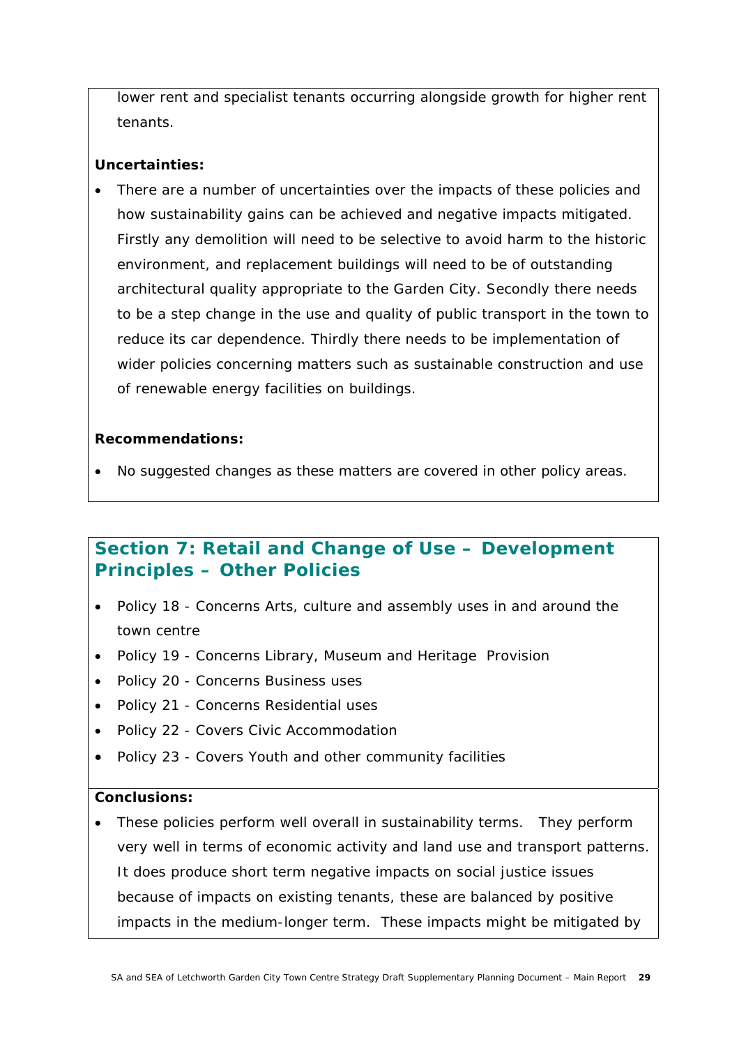lower rent and specialist tenants occurring alongside growth for higher rent tenants.

**Uncertainties:**

- There are a number of uncertainties over the impacts of these policies and how sustainability gains can be achieved and negative impacts mitigated. Firstly any demolition will need to be selective to avoid harm to the historic environment, and replacement buildings will need to be of outstanding architectural quality appropriate to the Garden City. Secondly there needs to be a step change in the use and quality of public transport in the town to reduce its car dependence. Thirdly there needs to be implementation of wider policies concerning matters such as sustainable construction and use of renewable energy facilities on buildings.

**Recommendations:**

- No suggested changes as these matters are covered in other policy areas.

## Section 7: Retail and Change of Use – Development Principles – Other Policies

- Policy 18 - Concerns Arts, culture and assembly uses in and around the town centre
- Policy 19 - Concerns Library, Museum and Heritage Provision
- Policy 20 - Concerns Business uses
- Policy 21 - Concerns Residential uses
- Policy 22 - Covers Civic Accommodation
- Policy 23 - Covers Youth and other community facilities

**Conclusions:**

- These policies perform well overall in sustainability terms. They perform very well in terms of economic activity and land use and transport patterns. It does produce short term negative impacts on social justice issues because of impacts on existing tenants, these are balanced by positive impacts in the medium-longer term. These impacts might be mitigated by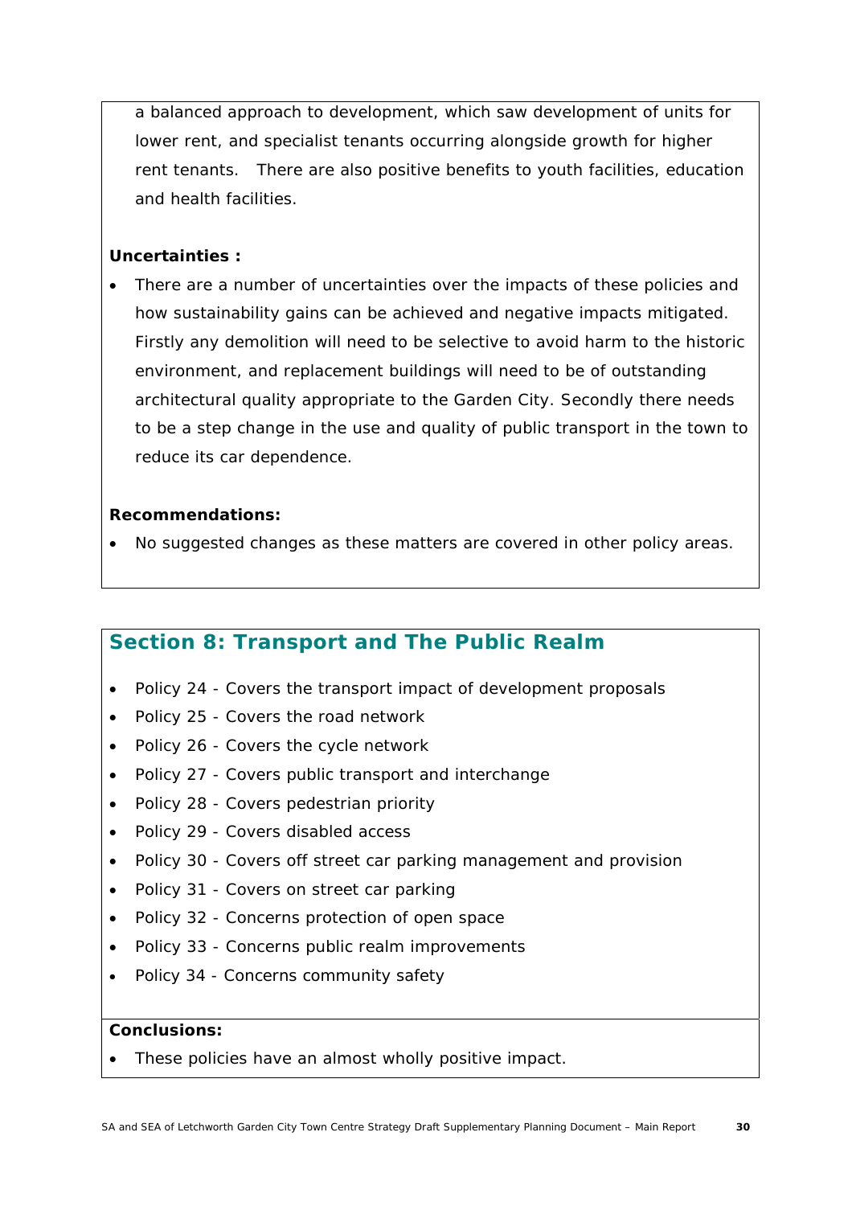a balanced approach to development, which saw development of units for lower rent, and specialist tenants occurring alongside growth for higher rent tenants. There are also positive benefits to youth facilities, education and health facilities.

**Uncertainties :**

- There are a number of uncertainties over the impacts of these policies and how sustainability gains can be achieved and negative impacts mitigated. Firstly any demolition will need to be selective to avoid harm to the historic environment, and replacement buildings will need to be of outstanding architectural quality appropriate to the Garden City. Secondly there needs to be a step change in the use and quality of public transport in the town to reduce its car dependence.

**Recommendations:**

- No suggested changes as these matters are covered in other policy areas.

## Section 8: Transport and The Public Realm

- Policy 24 - Covers the transport impact of development proposals
- Policy 25 - Covers the road network
- Policy 26 - Covers the cycle network
- Policy 27 - Covers public transport and interchange
- Policy 28 - Covers pedestrian priority
- Policy 29 - Covers disabled access
- Policy 30 - Covers off street car parking management and provision
- Policy 31 - Covers on street car parking
- Policy 32 - Concerns protection of open space
- Policy 33 - Concerns public realm improvements
- Policy 34 - Concerns community safety

**Conclusions:**

- These policies have an almost wholly positive impact.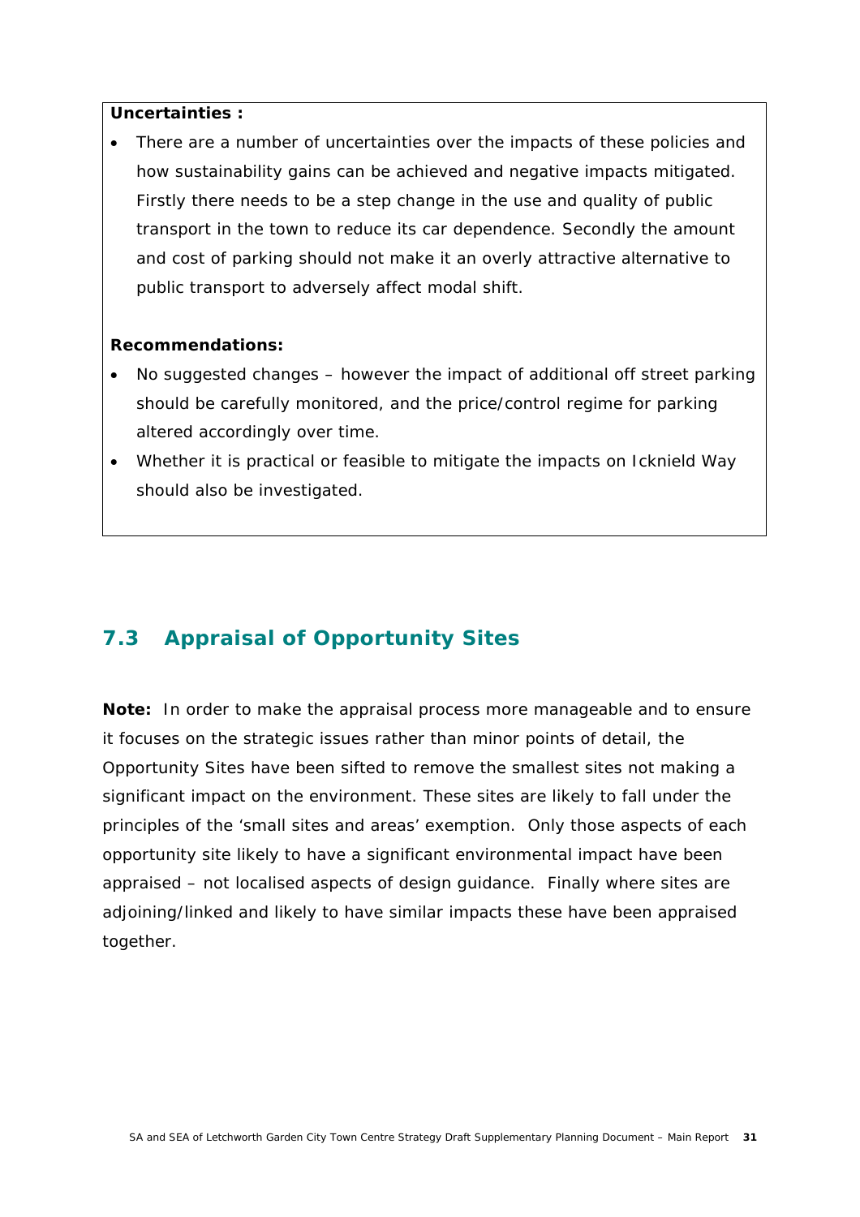**Uncertainties :**

- There are a number of uncertainties over the impacts of these policies and how sustainability gains can be achieved and negative impacts mitigated. Firstly there needs to be a step change in the use and quality of public transport in the town to reduce its car dependence. Secondly the amount and cost of parking should not make it an overly attractive alternative to public transport to adversely affect modal shift.

**Recommendations:**

- No suggested changes – however the impact of additional off street parking should be carefully monitored, and the price/control regime for parking altered accordingly over time.
- Whether it is practical or feasible to mitigate the impacts on Icknield Way should also be investigated.

## 7.3 Appraisal of Opportunity Sites

**Note:** In order to make the appraisal process more manageable and to ensure it focuses on the strategic issues rather than minor points of detail, the Opportunity Sites have been sifted to remove the smallest sites not making a significant impact on the environment. These sites are likely to fall under the principles of the 'small sites and areas' exemption. Only those aspects of each opportunity site likely to have a significant environmental impact have been appraised – not localised aspects of design guidance. Finally where sites are adjoining/linked and likely to have similar impacts these have been appraised together.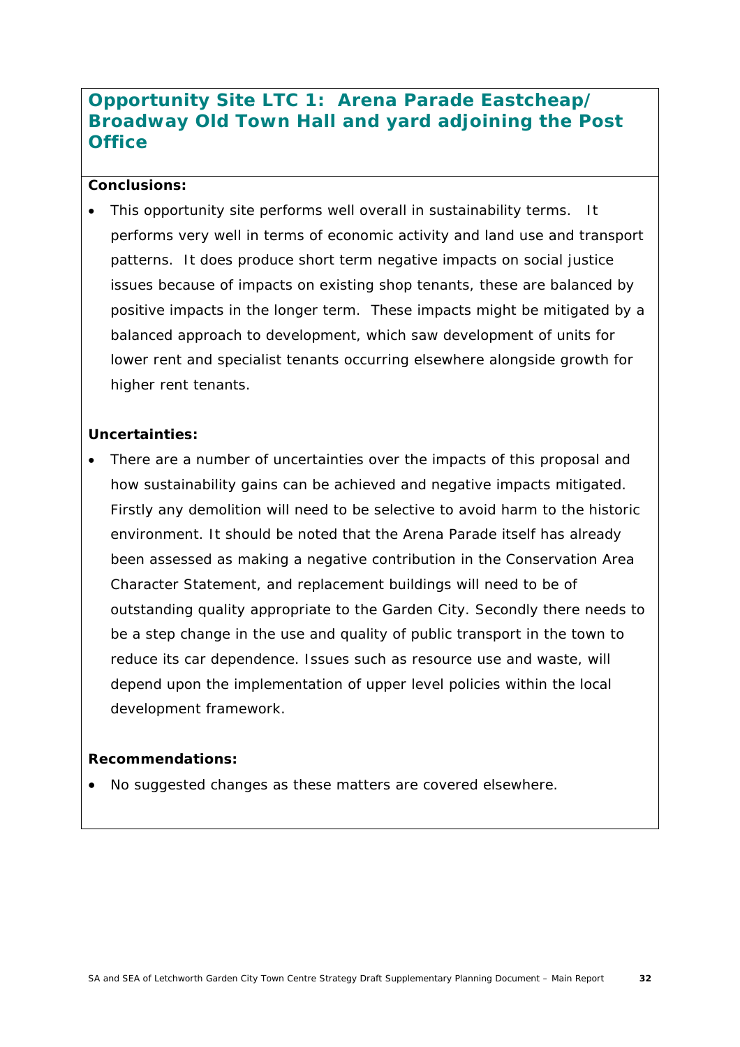## Opportunity Site LTC 1: Arena Parade Eastcheap/ Broadway Old Town Hall and yard adjoining the Post Office

**Conclusions:**

- This opportunity site performs well overall in sustainability terms. It performs very well in terms of economic activity and land use and transport patterns. It does produce short term negative impacts on social justice issues because of impacts on existing shop tenants, these are balanced by positive impacts in the longer term. These impacts might be mitigated by a balanced approach to development, which saw development of units for lower rent and specialist tenants occurring elsewhere alongside growth for higher rent tenants.

**Uncertainties:**

- There are a number of uncertainties over the impacts of this proposal and how sustainability gains can be achieved and negative impacts mitigated. Firstly any demolition will need to be selective to avoid harm to the historic environment. It should be noted that the Arena Parade itself has already been assessed as making a negative contribution in the Conservation Area Character Statement, and replacement buildings will need to be of outstanding quality appropriate to the Garden City. Secondly there needs to be a step change in the use and quality of public transport in the town to reduce its car dependence. Issues such as resource use and waste, will depend upon the implementation of upper level policies within the local development framework.

**Recommendations:**

- No suggested changes as these matters are covered elsewhere.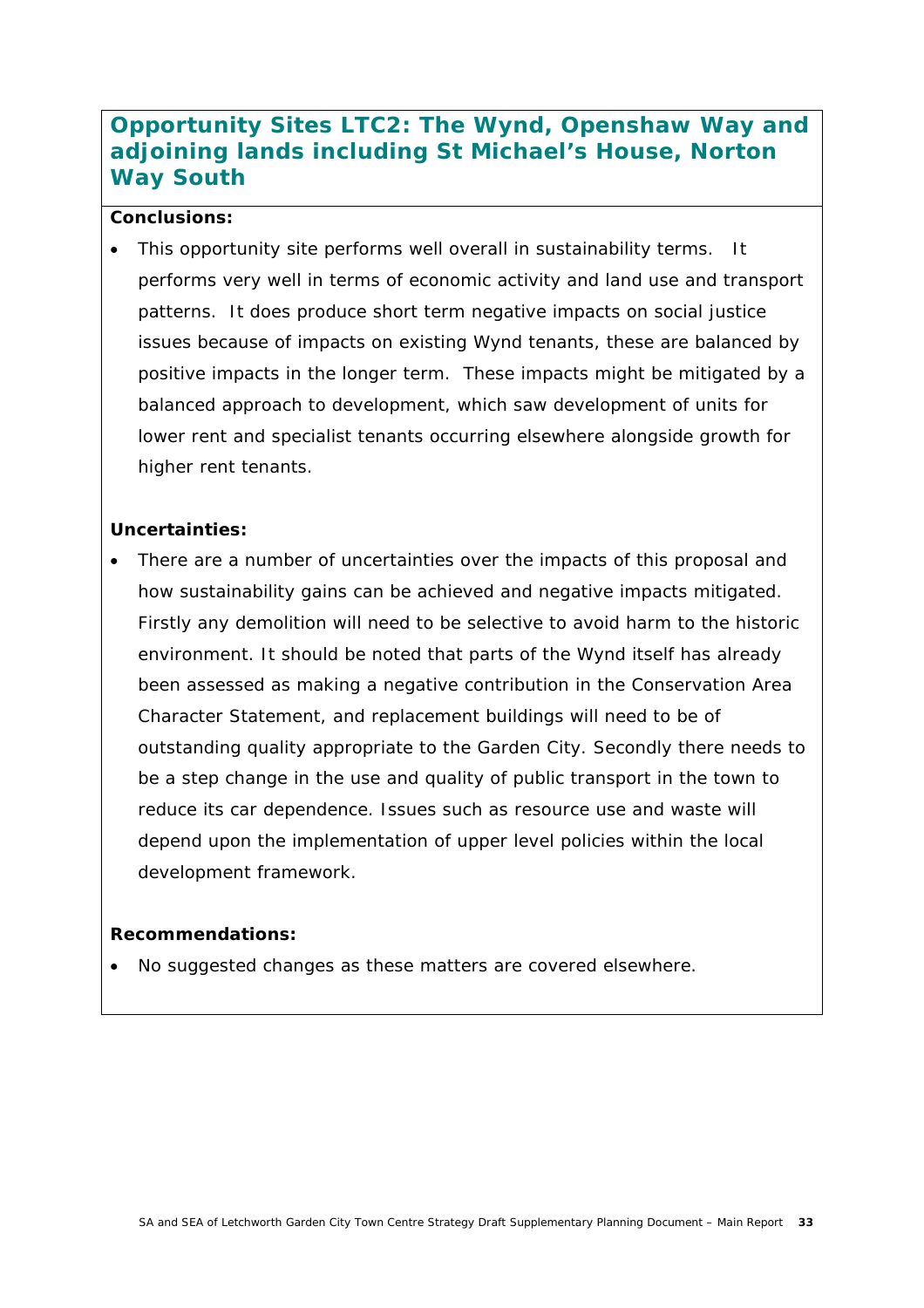## Opportunity Sites LTC2: The Wynd, Openshaw Way and adjoining lands including St Michael's House, Norton Way South

**Conclusions:**

- This opportunity site performs well overall in sustainability terms. It performs very well in terms of economic activity and land use and transport patterns. It does produce short term negative impacts on social justice issues because of impacts on existing Wynd tenants, these are balanced by positive impacts in the longer term. These impacts might be mitigated by a balanced approach to development, which saw development of units for lower rent and specialist tenants occurring elsewhere alongside growth for higher rent tenants.

**Uncertainties:**

- There are a number of uncertainties over the impacts of this proposal and how sustainability gains can be achieved and negative impacts mitigated. Firstly any demolition will need to be selective to avoid harm to the historic environment. It should be noted that parts of the Wynd itself has already been assessed as making a negative contribution in the Conservation Area Character Statement, and replacement buildings will need to be of outstanding quality appropriate to the Garden City. Secondly there needs to be a step change in the use and quality of public transport in the town to reduce its car dependence. Issues such as resource use and waste will depend upon the implementation of upper level policies within the local development framework.

**Recommendations:**

- No suggested changes as these matters are covered elsewhere.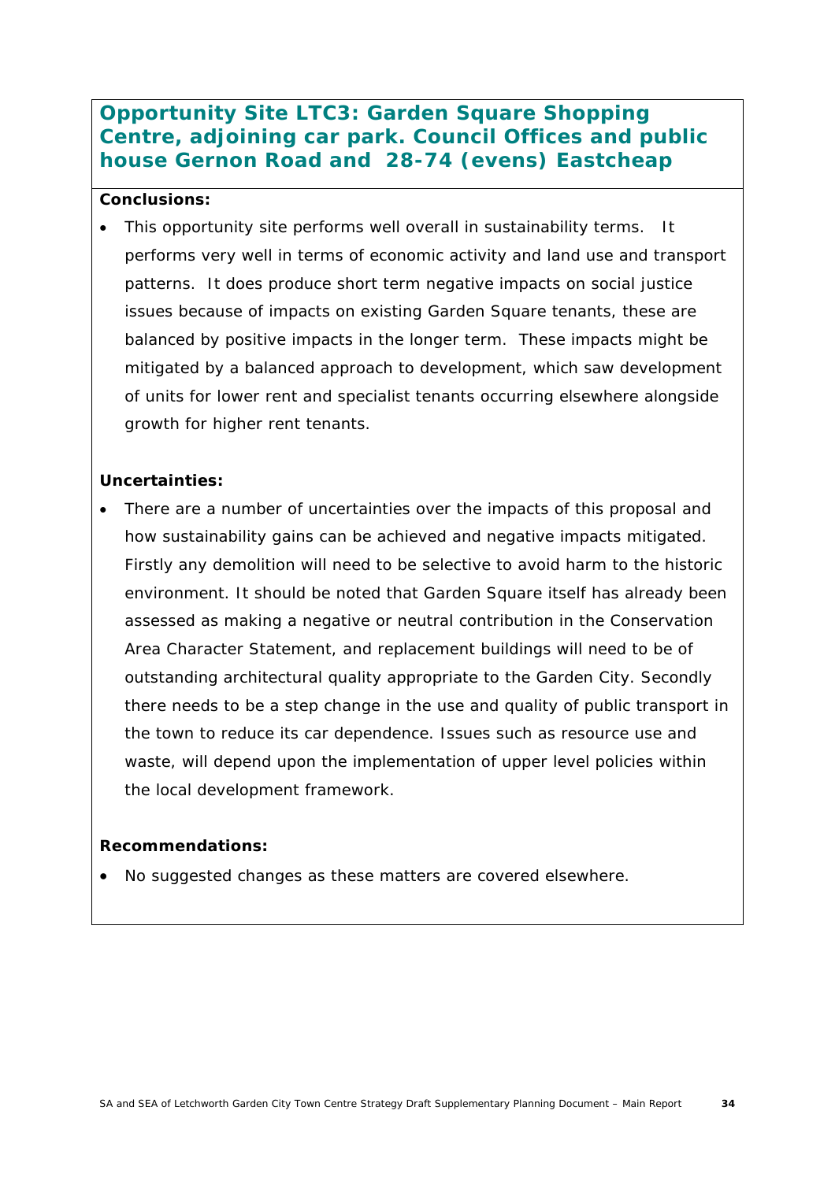## Opportunity Site LTC3: Garden Square Shopping Centre, adjoining car park. Council Offices and public house Gernon Road and 28-74 (evens) Eastcheap

**Conclusions:**

- This opportunity site performs well overall in sustainability terms. It performs very well in terms of economic activity and land use and transport patterns. It does produce short term negative impacts on social justice issues because of impacts on existing Garden Square tenants, these are balanced by positive impacts in the longer term. These impacts might be mitigated by a balanced approach to development, which saw development of units for lower rent and specialist tenants occurring elsewhere alongside growth for higher rent tenants.

**Uncertainties:**

- There are a number of uncertainties over the impacts of this proposal and how sustainability gains can be achieved and negative impacts mitigated. Firstly any demolition will need to be selective to avoid harm to the historic environment. It should be noted that Garden Square itself has already been assessed as making a negative or neutral contribution in the Conservation Area Character Statement, and replacement buildings will need to be of outstanding architectural quality appropriate to the Garden City. Secondly there needs to be a step change in the use and quality of public transport in the town to reduce its car dependence. Issues such as resource use and waste, will depend upon the implementation of upper level policies within the local development framework.

**Recommendations:**

- No suggested changes as these matters are covered elsewhere.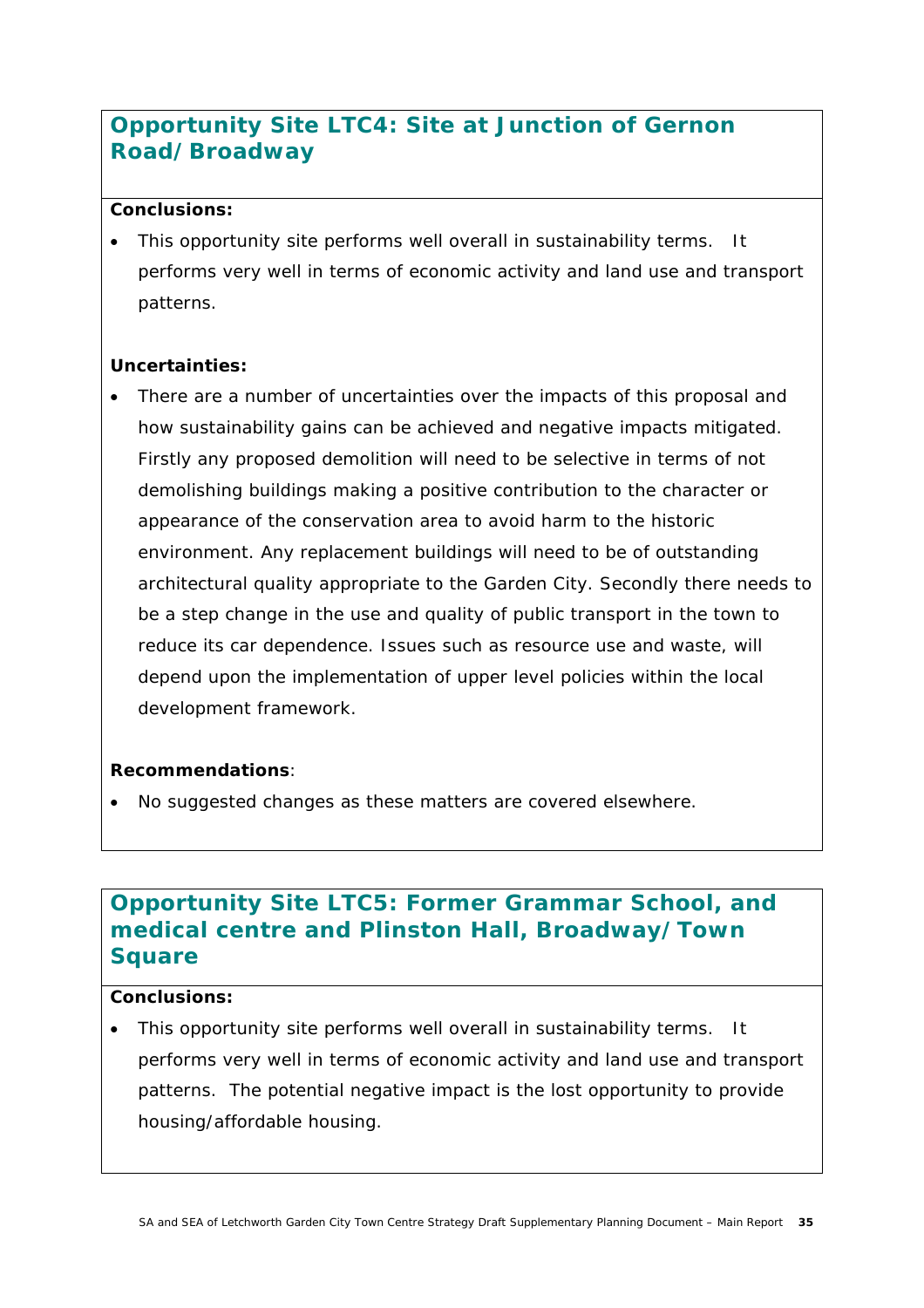## Opportunity Site LTC4: Site at Junction of Gernon Road/Broadway

**Conclusions:**

- This opportunity site performs well overall in sustainability terms. It performs very well in terms of economic activity and land use and transport patterns.

**Uncertainties:**

- There are a number of uncertainties over the impacts of this proposal and how sustainability gains can be achieved and negative impacts mitigated. Firstly any proposed demolition will need to be selective in terms of not demolishing buildings making a positive contribution to the character or appearance of the conservation area to avoid harm to the historic environment. Any replacement buildings will need to be of outstanding architectural quality appropriate to the Garden City. Secondly there needs to be a step change in the use and quality of public transport in the town to reduce its car dependence. Issues such as resource use and waste, will depend upon the implementation of upper level policies within the local development framework.

**Recommendations**:

- No suggested changes as these matters are covered elsewhere.

## Opportunity Site LTC5: Former Grammar School, and medical centre and Plinston Hall, Broadway/Town Square

**Conclusions:**

- This opportunity site performs well overall in sustainability terms. It performs very well in terms of economic activity and land use and transport patterns. The potential negative impact is the lost opportunity to provide housing/affordable housing.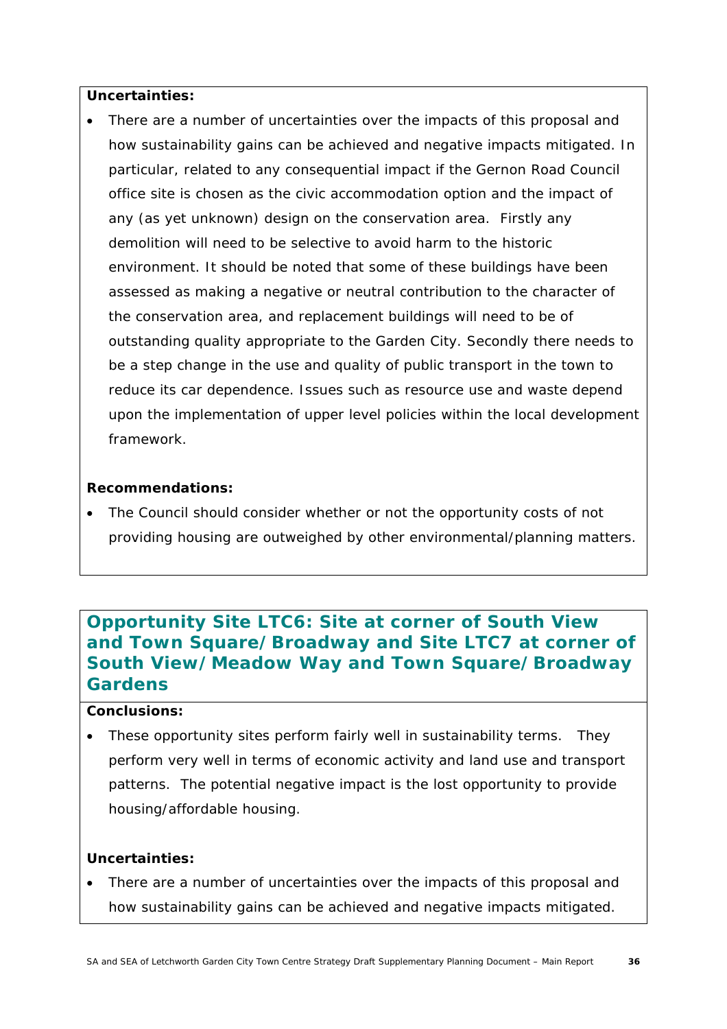**Uncertainties:**

- There are a number of uncertainties over the impacts of this proposal and how sustainability gains can be achieved and negative impacts mitigated. In particular, related to any consequential impact if the Gernon Road Council office site is chosen as the civic accommodation option and the impact of any (as yet unknown) design on the conservation area. Firstly any demolition will need to be selective to avoid harm to the historic environment. It should be noted that some of these buildings have been assessed as making a negative or neutral contribution to the character of the conservation area, and replacement buildings will need to be of outstanding quality appropriate to the Garden City. Secondly there needs to be a step change in the use and quality of public transport in the town to reduce its car dependence. Issues such as resource use and waste depend upon the implementation of upper level policies within the local development framework.

**Recommendations:**

- The Council should consider whether or not the opportunity costs of not providing housing are outweighed by other environmental/planning matters.

## Opportunity Site LTC6: Site at corner of South View and Town Square/Broadway and Site LTC7 at corner of South View/Meadow Way and Town Square/Broadway Gardens

**Conclusions:**

- These opportunity sites perform fairly well in sustainability terms. They perform very well in terms of economic activity and land use and transport patterns. The potential negative impact is the lost opportunity to provide housing/affordable housing.

**Uncertainties:**

- There are a number of uncertainties over the impacts of this proposal and how sustainability gains can be achieved and negative impacts mitigated.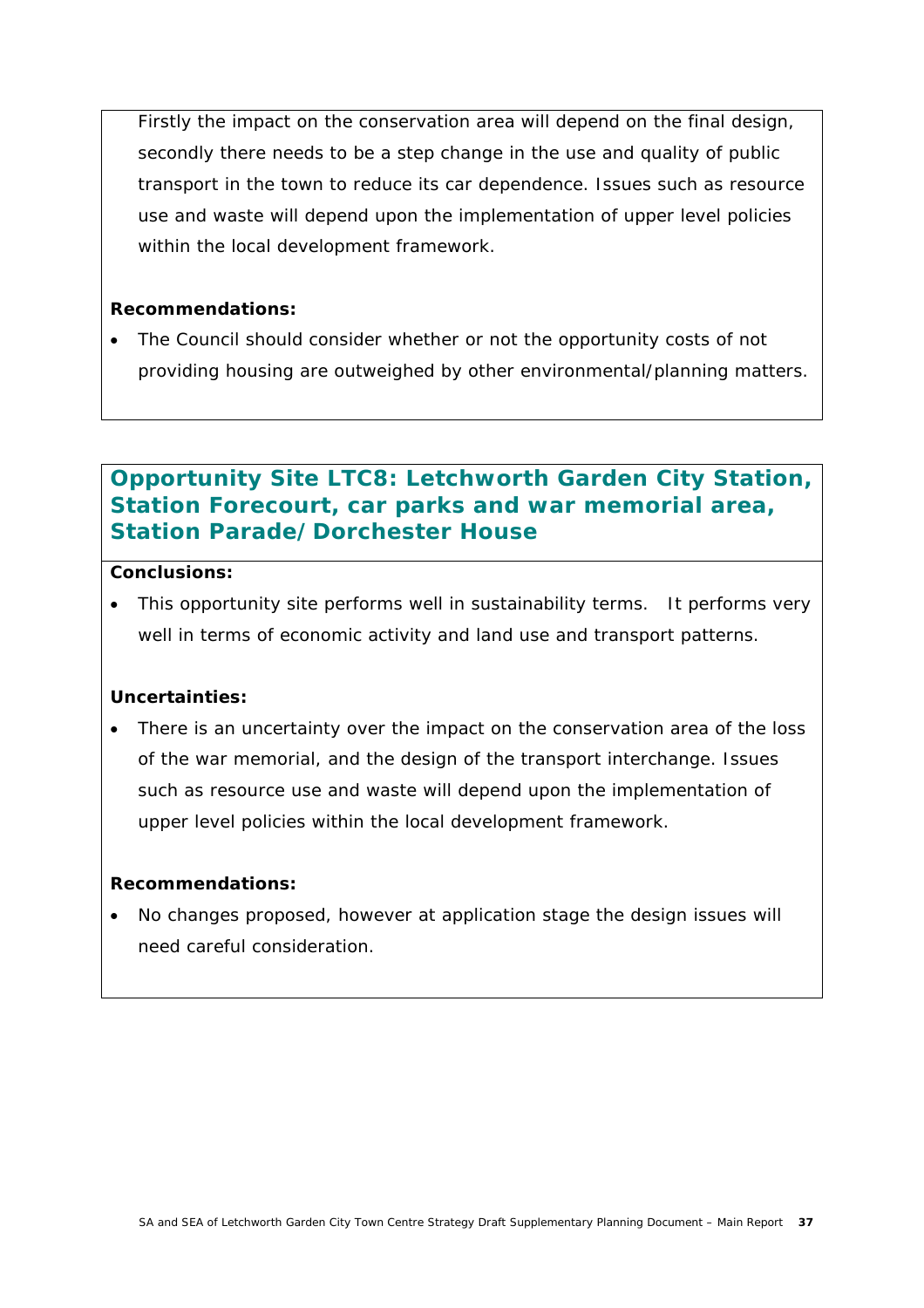Firstly the impact on the conservation area will depend on the final design, secondly there needs to be a step change in the use and quality of public transport in the town to reduce its car dependence. Issues such as resource use and waste will depend upon the implementation of upper level policies within the local development framework.

**Recommendations:**

- The Council should consider whether or not the opportunity costs of not providing housing are outweighed by other environmental/planning matters.

## Opportunity Site LTC8: Letchworth Garden City Station, Station Forecourt, car parks and war memorial area, Station Parade/Dorchester House

**Conclusions:**

- This opportunity site performs well in sustainability terms. It performs very well in terms of economic activity and land use and transport patterns.

**Uncertainties:**

- There is an uncertainty over the impact on the conservation area of the loss of the war memorial, and the design of the transport interchange. Issues such as resource use and waste will depend upon the implementation of upper level policies within the local development framework.

**Recommendations:**

- No changes proposed, however at application stage the design issues will need careful consideration.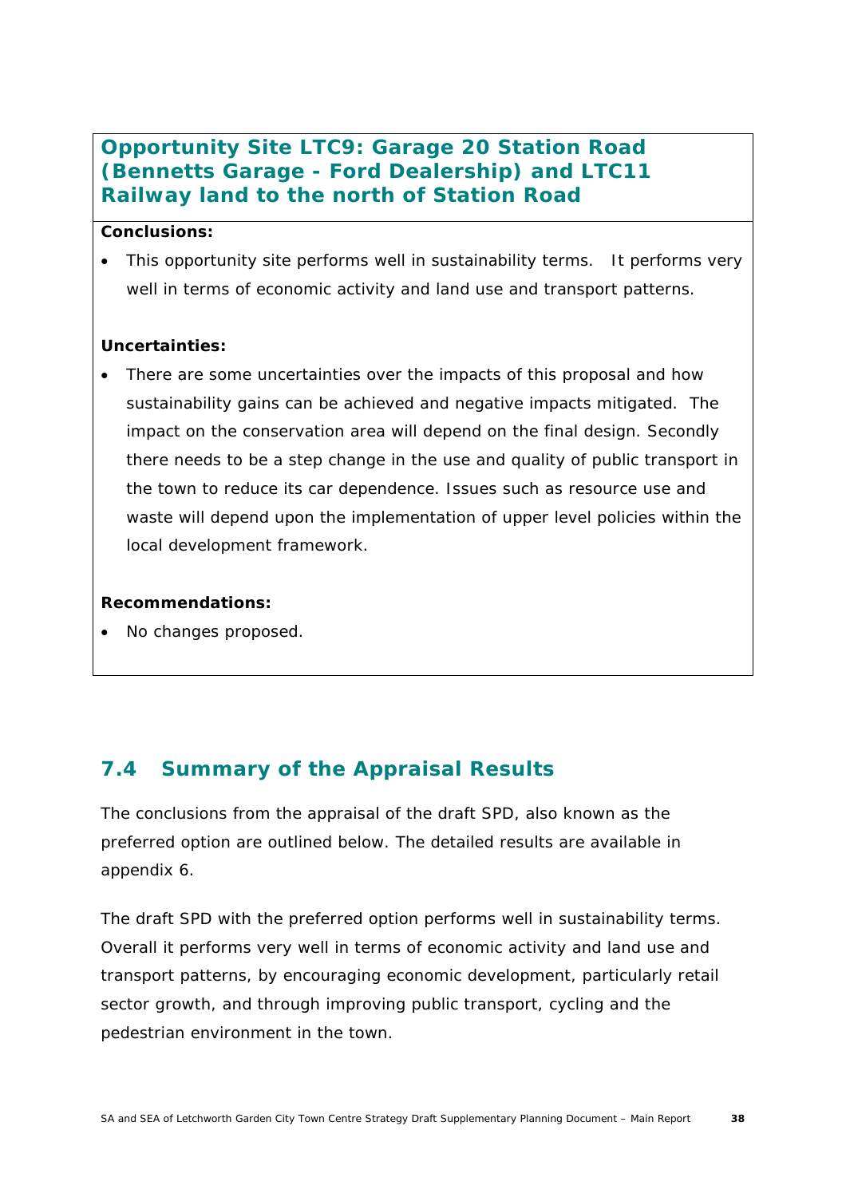### Opportunity Site LTC9: Garage 20 Station Road (Bennetts Garage - Ford Dealership) and LTC11 Railway land to the north of Station Road

**Conclusions:**

- This opportunity site performs well in sustainability terms. It performs very well in terms of economic activity and land use and transport patterns.

**Uncertainties:**

- There are some uncertainties over the impacts of this proposal and how sustainability gains can be achieved and negative impacts mitigated. The impact on the conservation area will depend on the final design. Secondly there needs to be a step change in the use and quality of public transport in the town to reduce its car dependence. Issues such as resource use and waste will depend upon the implementation of upper level policies within the local development framework.

**Recommendations:**

- No changes proposed.

## 7.4 Summary of the Appraisal Results

The conclusions from the appraisal of the draft SPD, also known as the preferred option are outlined below. The detailed results are available in appendix 6.

The draft SPD with the preferred option performs well in sustainability terms. Overall it performs very well in terms of economic activity and land use and transport patterns, by encouraging economic development, particularly retail sector growth, and through improving public transport, cycling and the pedestrian environment in the town.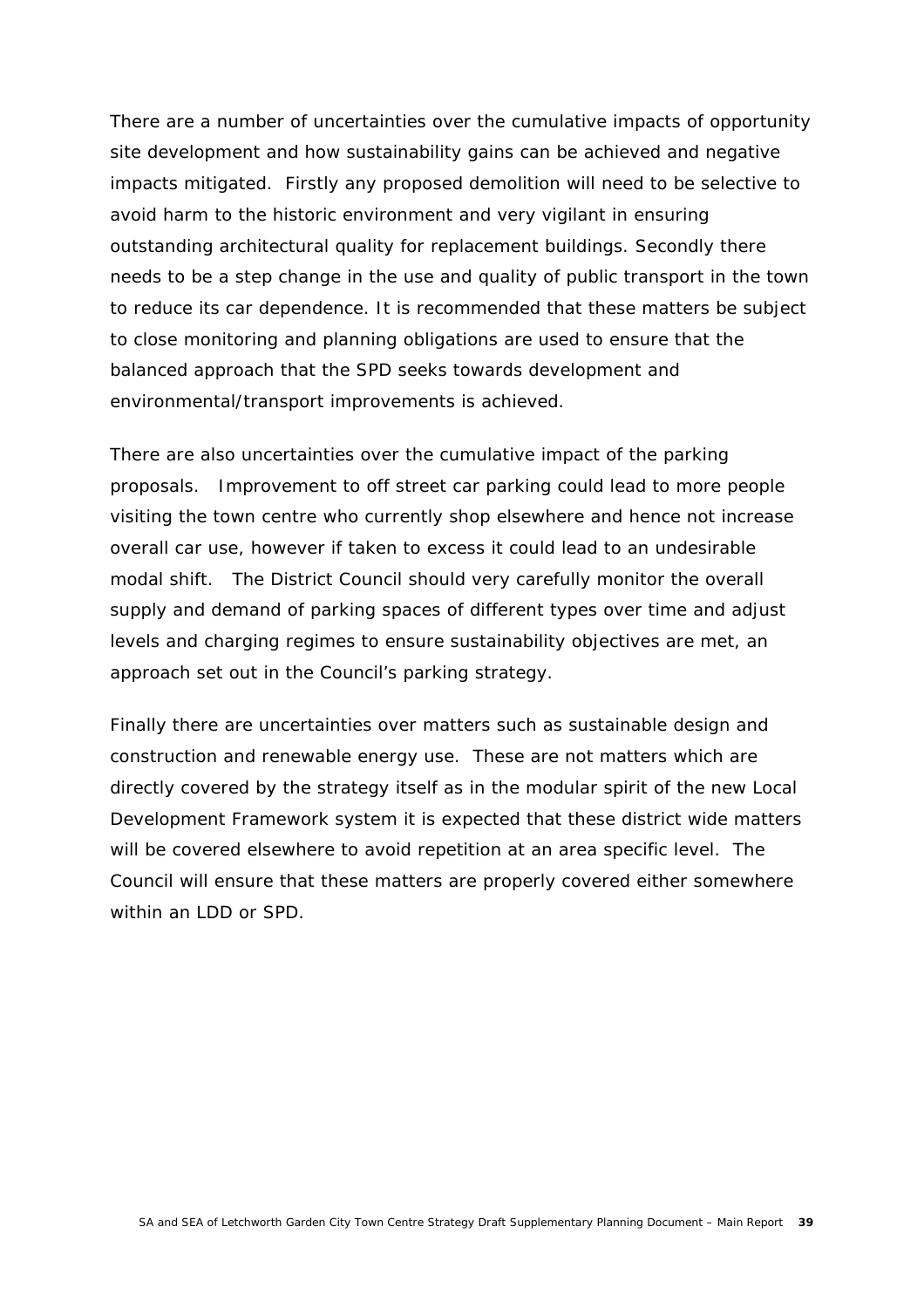There are a number of uncertainties over the cumulative impacts of opportunity site development and how sustainability gains can be achieved and negative impacts mitigated. Firstly any proposed demolition will need to be selective to avoid harm to the historic environment and very vigilant in ensuring outstanding architectural quality for replacement buildings. Secondly there needs to be a step change in the use and quality of public transport in the town to reduce its car dependence. It is recommended that these matters be subject to close monitoring and planning obligations are used to ensure that the balanced approach that the SPD seeks towards development and environmental/transport improvements is achieved.

There are also uncertainties over the cumulative impact of the parking proposals. Improvement to off street car parking could lead to more people visiting the town centre who currently shop elsewhere and hence not increase overall car use, however if taken to excess it could lead to an undesirable modal shift. The District Council should very carefully monitor the overall supply and demand of parking spaces of different types over time and adjust levels and charging regimes to ensure sustainability objectives are met, an approach set out in the Council's parking strategy.

Finally there are uncertainties over matters such as sustainable design and construction and renewable energy use. These are not matters which are directly covered by the strategy itself as in the modular spirit of the new Local Development Framework system it is expected that these district wide matters will be covered elsewhere to avoid repetition at an area specific level. The Council will ensure that these matters are properly covered either somewhere within an LDD or SPD.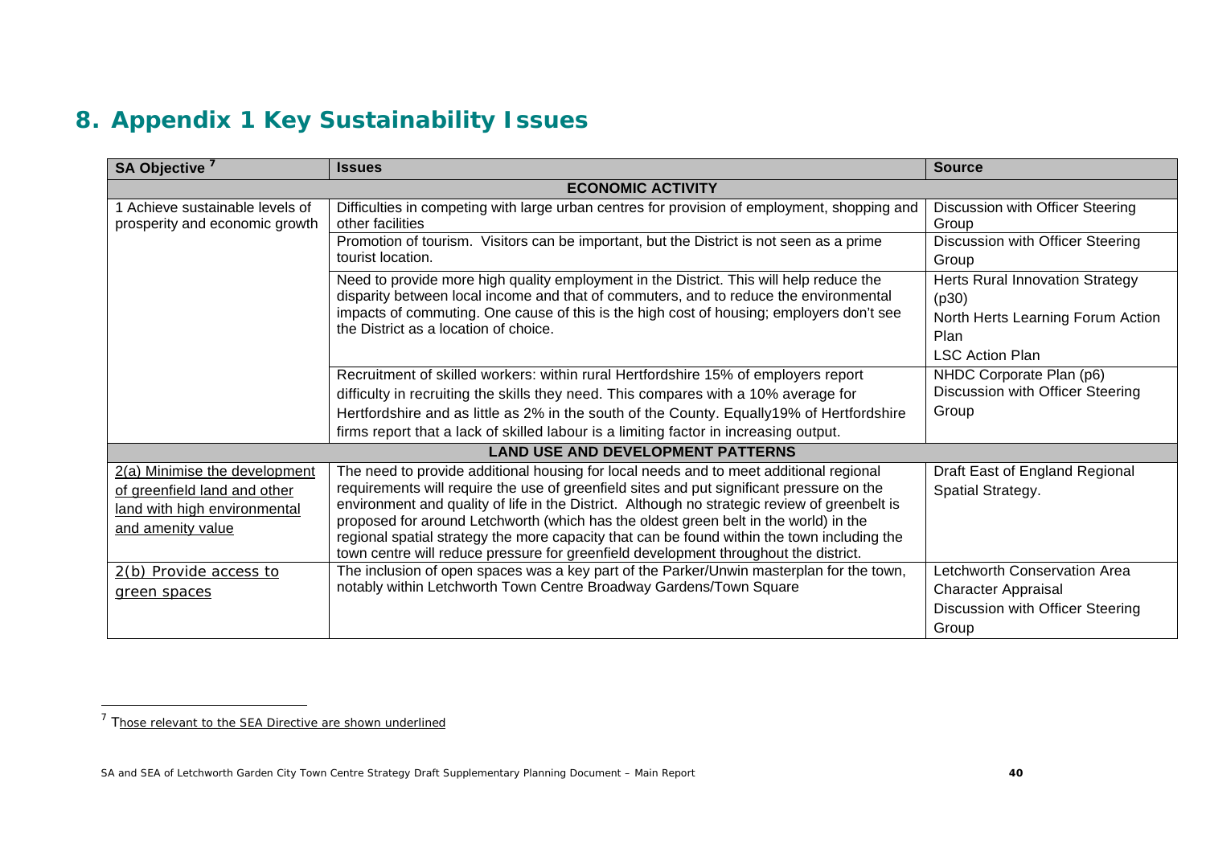# 8. Appendix 1 Key Sustainability Issues

| SA Objective [7] | Issues | Source |
|---|---|---|
| **ECONOMIC ACTIVITY** | | |
| 1 Achieve sustainable levels of prosperity and economic growth | Difficulties in competing with large urban centres for provision of employment, shopping and other facilities | Discussion with Officer Steering Group |
| | Promotion of tourism. Visitors can be important, but the District is not seen as a prime tourist location. | Discussion with Officer Steering Group |
| | Need to provide more high quality employment in the District. This will help reduce the disparity between local income and that of commuters, and to reduce the environmental impacts of commuting. One cause of this is the high cost of housing; employers don't see the District as a location of choice. | Herts Rural Innovation Strategy (p30)<br>North Herts Learning Forum Action Plan<br>LSC Action Plan |
| | Recruitment of skilled workers: within rural Hertfordshire 15% of employers report difficulty in recruiting the skills they need. This compares with a 10% average for Hertfordshire and as little as 2% in the south of the County. Equally19% of Hertfordshire firms report that a lack of skilled labour is a limiting factor in increasing output. | NHDC Corporate Plan (p6)<br>Discussion with Officer Steering Group |
| **LAND USE AND DEVELOPMENT PATTERNS** | | |
| <u>2(a) Minimise the development of greenfield land and other land with high environmental and amenity value</u> | The need to provide additional housing for local needs and to meet additional regional requirements will require the use of greenfield sites and put significant pressure on the environment and quality of life in the District. Although no strategic review of greenbelt is proposed for around Letchworth (which has the oldest green belt in the world) in the regional spatial strategy the more capacity that can be found within the town including the town centre will reduce pressure for greenfield development throughout the district. | Draft East of England Regional Spatial Strategy. |
| <u>2(b) Provide access to green spaces</u> | The inclusion of open spaces was a key part of the Parker/Unwin masterplan for the town, notably within Letchworth Town Centre Broadway Gardens/Town Square | Letchworth Conservation Area Character Appraisal<br>Discussion with Officer Steering Group |

[7] <u>Those relevant to the SEA Directive are shown underlined</u>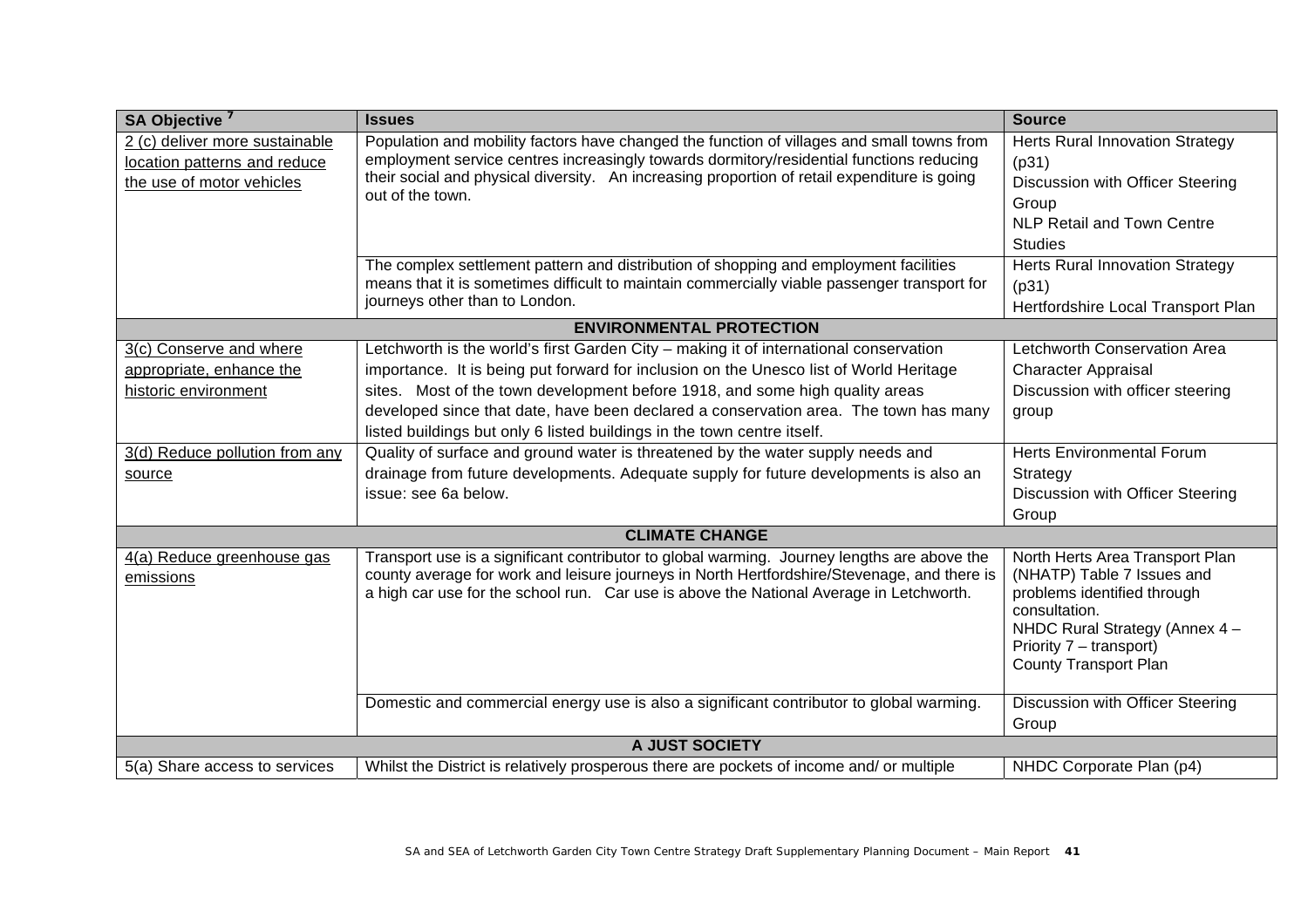| SA Objective [7] | Issues | Source |
|---|---|---|
| 2 (c) deliver more sustainable location patterns and reduce the use of motor vehicles | Population and mobility factors have changed the function of villages and small towns from employment service centres increasingly towards dormitory/residential functions reducing their social and physical diversity. An increasing proportion of retail expenditure is going out of the town. | Herts Rural Innovation Strategy (p31)<br>Discussion with Officer Steering Group<br>NLP Retail and Town Centre Studies |
| | The complex settlement pattern and distribution of shopping and employment facilities means that it is sometimes difficult to maintain commercially viable passenger transport for journeys other than to London. | Herts Rural Innovation Strategy (p31)<br>Hertfordshire Local Transport Plan |
| **ENVIRONMENTAL PROTECTION** | | |
| 3(c) Conserve and where appropriate, enhance the historic environment | Letchworth is the world's first Garden City – making it of international conservation importance. It is being put forward for inclusion on the Unesco list of World Heritage sites. Most of the town development before 1918, and some high quality areas developed since that date, have been declared a conservation area. The town has many listed buildings but only 6 listed buildings in the town centre itself. | Letchworth Conservation Area Character Appraisal<br>Discussion with officer steering group |
| 3(d) Reduce pollution from any source | Quality of surface and ground water is threatened by the water supply needs and drainage from future developments. Adequate supply for future developments is also an issue: see 6a below. | Herts Environmental Forum Strategy<br>Discussion with Officer Steering Group |
| **CLIMATE CHANGE** | | |
| 4(a) Reduce greenhouse gas emissions | Transport use is a significant contributor to global warming. Journey lengths are above the county average for work and leisure journeys in North Hertfordshire/Stevenage, and there is a high car use for the school run. Car use is above the National Average in Letchworth. | North Herts Area Transport Plan (NHATP) Table 7 Issues and problems identified through consultation.<br>NHDC Rural Strategy (Annex 4 – Priority 7 – transport)<br>County Transport Plan |
| | Domestic and commercial energy use is also a significant contributor to global warming. | Discussion with Officer Steering Group |
| **A JUST SOCIETY** | | |
| 5(a) Share access to services | Whilst the District is relatively prosperous there are pockets of income and/ or multiple | NHDC Corporate Plan (p4) |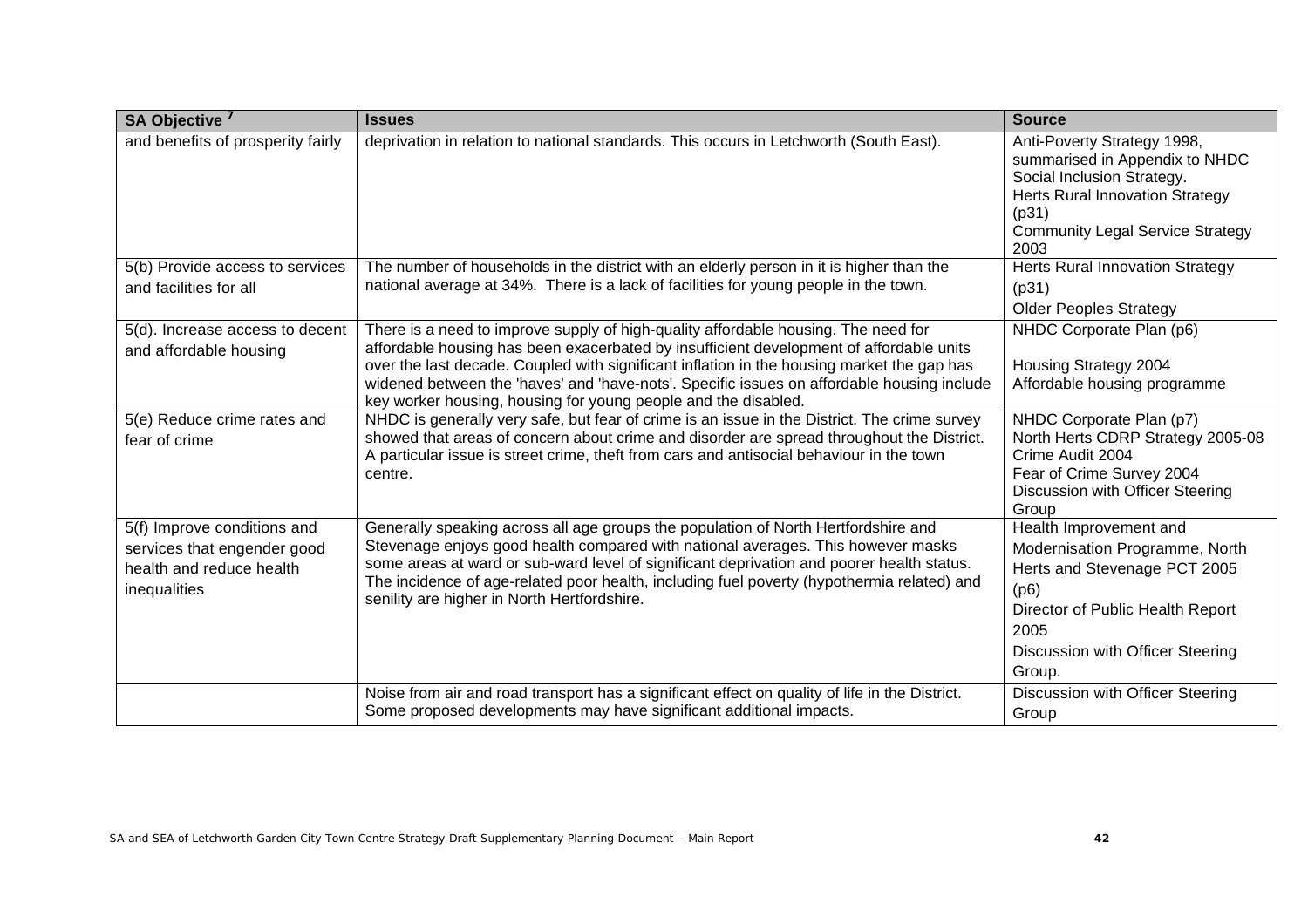| SA Objective [7] | Issues | Source |
|---|---|---|
| and benefits of prosperity fairly | deprivation in relation to national standards. This occurs in Letchworth (South East). | Anti-Poverty Strategy 1998, summarised in Appendix to NHDC Social Inclusion Strategy.<br>Herts Rural Innovation Strategy (p31)<br>Community Legal Service Strategy 2003 |
| 5(b) Provide access to services and facilities for all | The number of households in the district with an elderly person in it is higher than the national average at 34%. There is a lack of facilities for young people in the town. | Herts Rural Innovation Strategy (p31)<br>Older Peoples Strategy |
| 5(d). Increase access to decent and affordable housing | There is a need to improve supply of high-quality affordable housing. The need for affordable housing has been exacerbated by insufficient development of affordable units over the last decade. Coupled with significant inflation in the housing market the gap has widened between the 'haves' and 'have-nots'. Specific issues on affordable housing include key worker housing, housing for young people and the disabled. | NHDC Corporate Plan (p6)<br><br>Housing Strategy 2004<br>Affordable housing programme |
| 5(e) Reduce crime rates and fear of crime | NHDC is generally very safe, but fear of crime is an issue in the District. The crime survey showed that areas of concern about crime and disorder are spread throughout the District. A particular issue is street crime, theft from cars and antisocial behaviour in the town centre. | NHDC Corporate Plan (p7)<br>North Herts CDRP Strategy 2005-08<br>Crime Audit 2004<br>Fear of Crime Survey 2004<br>Discussion with Officer Steering Group |
| 5(f) Improve conditions and services that engender good health and reduce health inequalities | Generally speaking across all age groups the population of North Hertfordshire and Stevenage enjoys good health compared with national averages. This however masks some areas at ward or sub-ward level of significant deprivation and poorer health status. The incidence of age-related poor health, including fuel poverty (hypothermia related) and senility are higher in North Hertfordshire. | Health Improvement and Modernisation Programme, North Herts and Stevenage PCT 2005 (p6)<br>Director of Public Health Report 2005<br>Discussion with Officer Steering Group. |
| | Noise from air and road transport has a significant effect on quality of life in the District. Some proposed developments may have significant additional impacts. | Discussion with Officer Steering Group |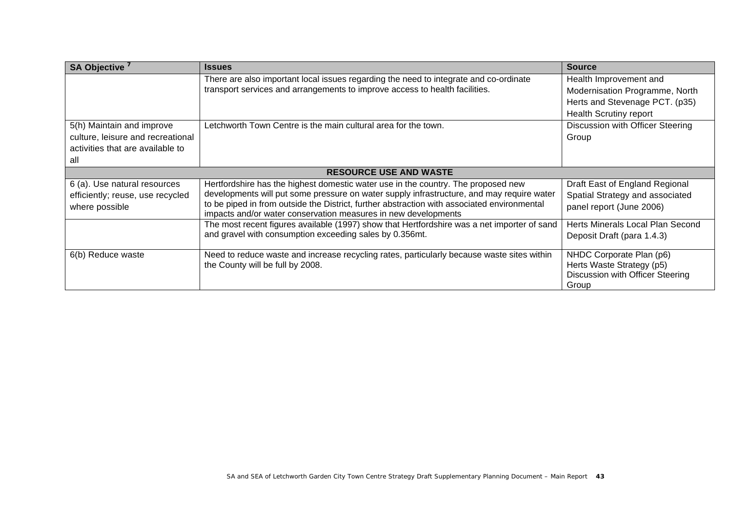| SA Objective [7] | Issues | Source |
|---|---|---|
| | There are also important local issues regarding the need to integrate and co-ordinate transport services and arrangements to improve access to health facilities. | Health Improvement and Modernisation Programme, North Herts and Stevenage PCT. (p35) Health Scrutiny report |
| 5(h) Maintain and improve culture, leisure and recreational activities that are available to all | Letchworth Town Centre is the main cultural area for the town. | Discussion with Officer Steering Group |
| **RESOURCE USE AND WASTE** | | |
| 6 (a). Use natural resources efficiently; reuse, use recycled where possible | Hertfordshire has the highest domestic water use in the country. The proposed new developments will put some pressure on water supply infrastructure, and may require water to be piped in from outside the District, further abstraction with associated environmental impacts and/or water conservation measures in new developments | Draft East of England Regional Spatial Strategy and associated panel report (June 2006) |
| | The most recent figures available (1997) show that Hertfordshire was a net importer of sand and gravel with consumption exceeding sales by 0.356mt. | Herts Minerals Local Plan Second Deposit Draft (para 1.4.3) |
| 6(b) Reduce waste | Need to reduce waste and increase recycling rates, particularly because waste sites within the County will be full by 2008. | NHDC Corporate Plan (p6) Herts Waste Strategy (p5) Discussion with Officer Steering Group |